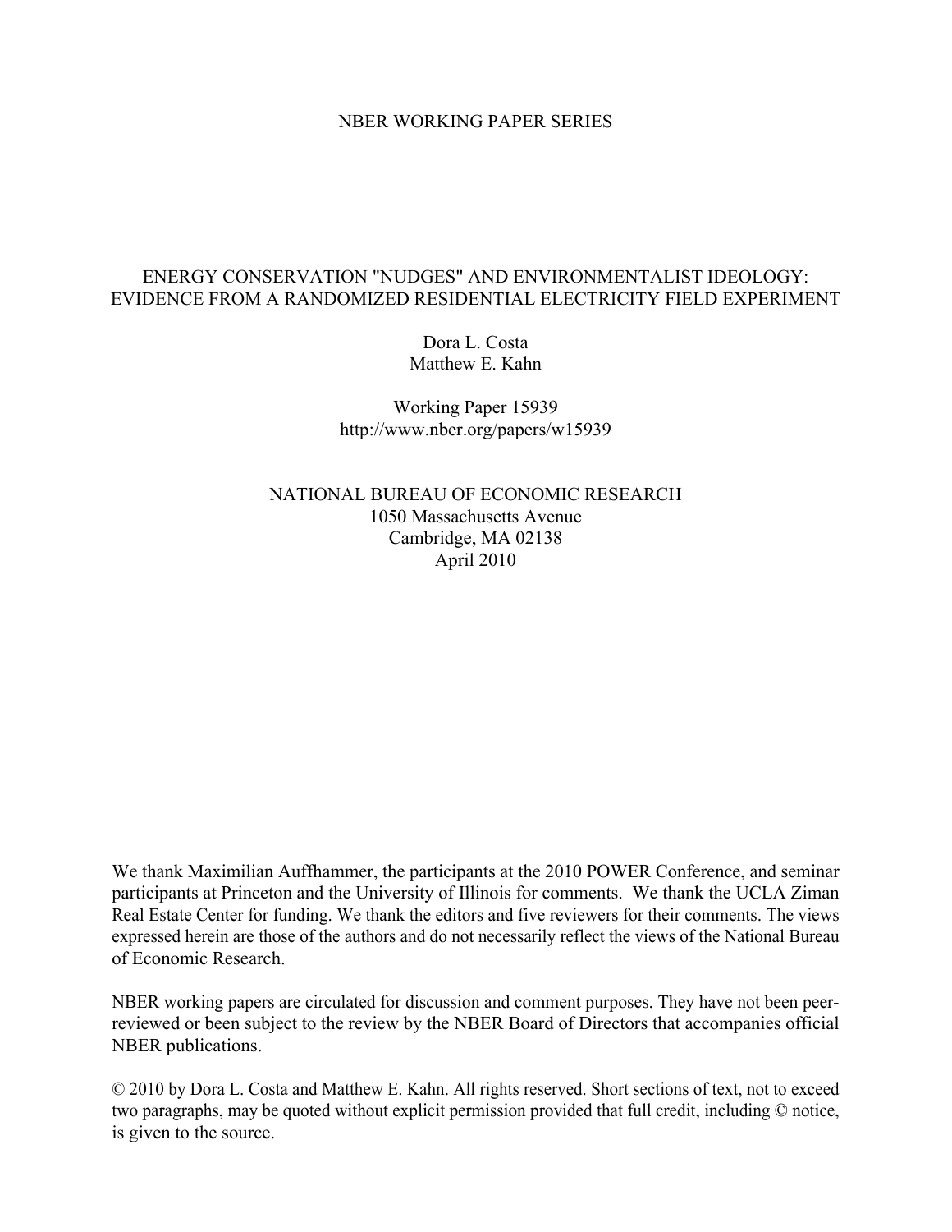NBER WORKING PAPER SERIES

# ENERGY CONSERVATION "NUDGES" AND ENVIRONMENTALIST IDEOLOGY: EVIDENCE FROM A RANDOMIZED RESIDENTIAL ELECTRICITY FIELD EXPERIMENT

Dora L. Costa
Matthew E. Kahn

Working Paper 15939
http://www.nber.org/papers/w15939

NATIONAL BUREAU OF ECONOMIC RESEARCH
1050 Massachusetts Avenue
Cambridge, MA 02138
April 2010

We thank Maximilian Auffhammer, the participants at the 2010 POWER Conference, and seminar participants at Princeton and the University of Illinois for comments. We thank the UCLA Ziman Real Estate Center for funding. We thank the editors and five reviewers for their comments. The views expressed herein are those of the authors and do not necessarily reflect the views of the National Bureau of Economic Research.

NBER working papers are circulated for discussion and comment purposes. They have not been peer-reviewed or been subject to the review by the NBER Board of Directors that accompanies official NBER publications.

© 2010 by Dora L. Costa and Matthew E. Kahn. All rights reserved. Short sections of text, not to exceed two paragraphs, may be quoted without explicit permission provided that full credit, including © notice, is given to the source.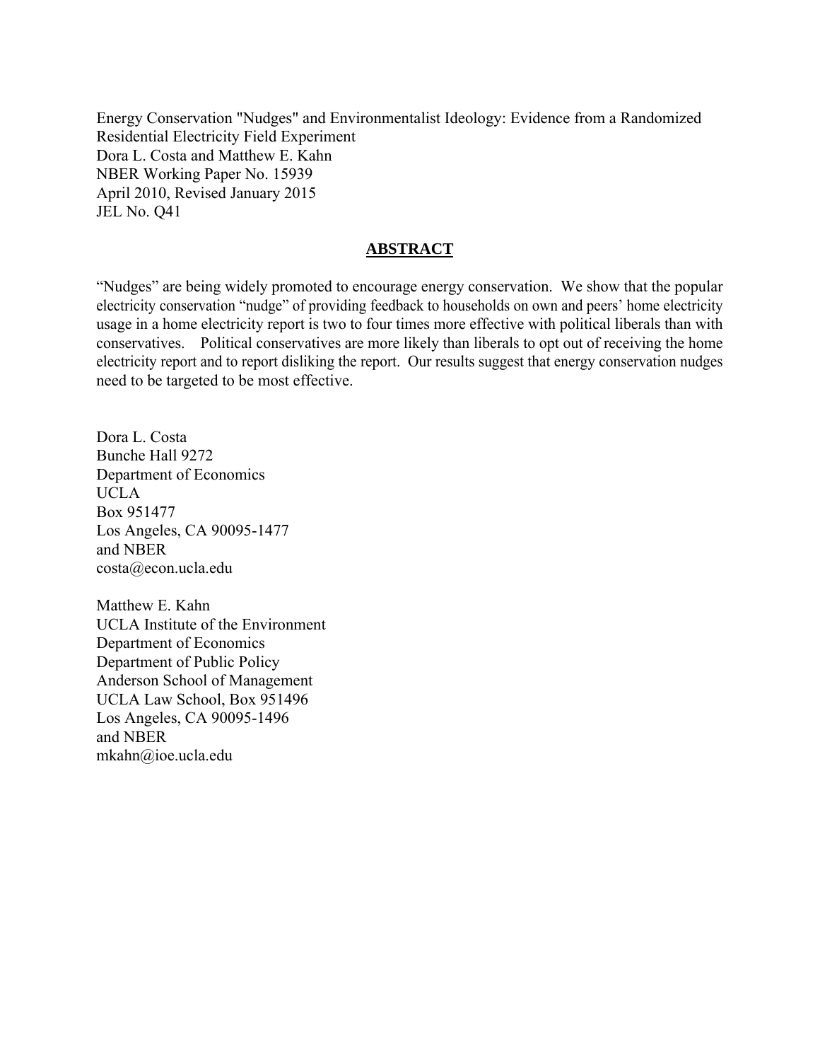Energy Conservation "Nudges" and Environmentalist Ideology: Evidence from a Randomized Residential Electricity Field Experiment
Dora L. Costa and Matthew E. Kahn
NBER Working Paper No. 15939
April 2010, Revised January 2015
JEL No. Q41

## ABSTRACT

"Nudges" are being widely promoted to encourage energy conservation. We show that the popular electricity conservation "nudge" of providing feedback to households on own and peers' home electricity usage in a home electricity report is two to four times more effective with political liberals than with conservatives. Political conservatives are more likely than liberals to opt out of receiving the home electricity report and to report disliking the report. Our results suggest that energy conservation nudges need to be targeted to be most effective.

Dora L. Costa
Bunche Hall 9272
Department of Economics
UCLA
Box 951477
Los Angeles, CA 90095-1477
and NBER
costa@econ.ucla.edu

Matthew E. Kahn
UCLA Institute of the Environment
Department of Economics
Department of Public Policy
Anderson School of Management
UCLA Law School, Box 951496
Los Angeles, CA 90095-1496
and NBER
mkahn@ioe.ucla.edu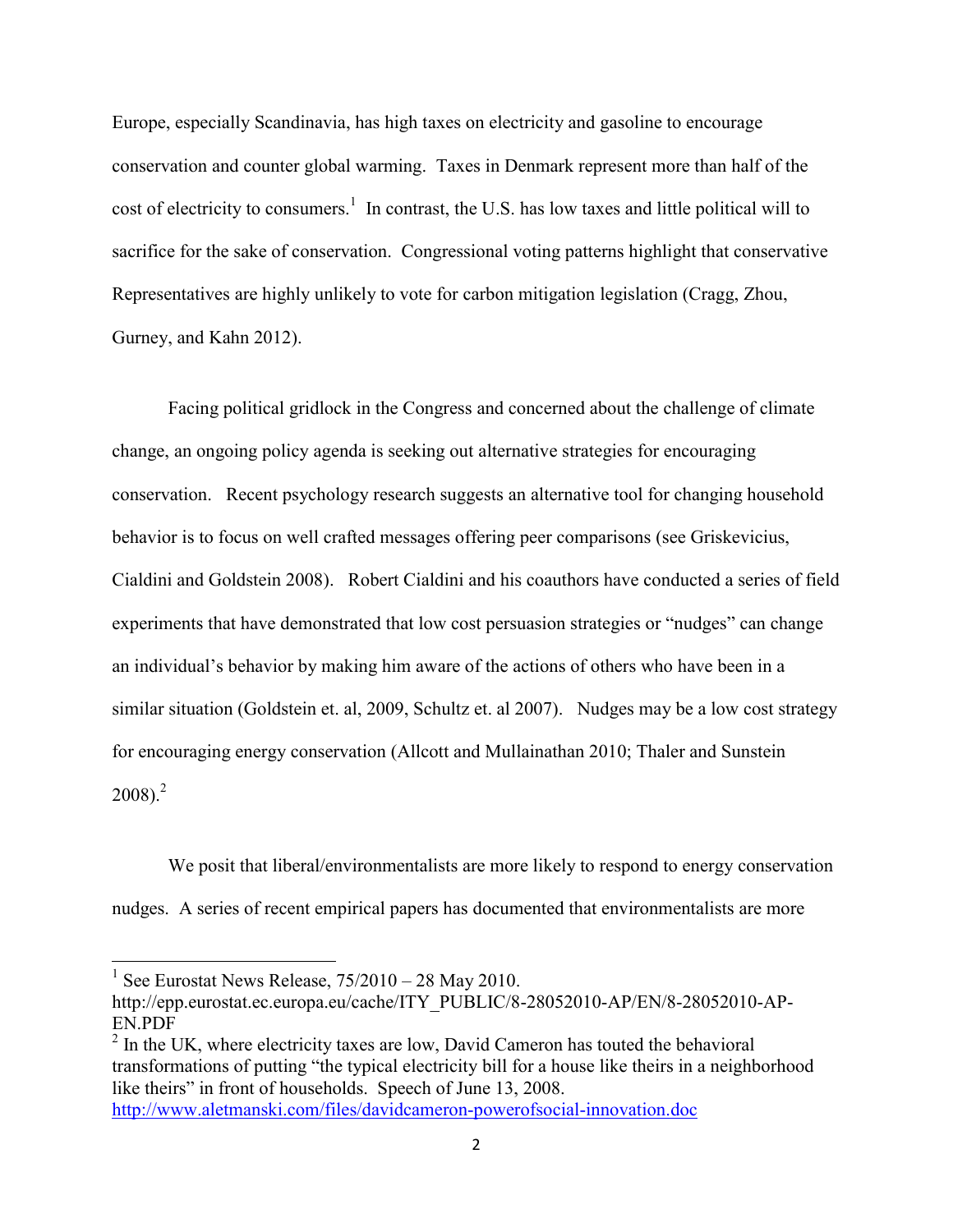Europe, especially Scandinavia, has high taxes on electricity and gasoline to encourage conservation and counter global warming. Taxes in Denmark represent more than half of the cost of electricity to consumers.[1] In contrast, the U.S. has low taxes and little political will to sacrifice for the sake of conservation. Congressional voting patterns highlight that conservative Representatives are highly unlikely to vote for carbon mitigation legislation (Cragg, Zhou, Gurney, and Kahn 2012).

Facing political gridlock in the Congress and concerned about the challenge of climate change, an ongoing policy agenda is seeking out alternative strategies for encouraging conservation. Recent psychology research suggests an alternative tool for changing household behavior is to focus on well crafted messages offering peer comparisons (see Griskevicius, Cialdini and Goldstein 2008). Robert Cialdini and his coauthors have conducted a series of field experiments that have demonstrated that low cost persuasion strategies or "nudges" can change an individual's behavior by making him aware of the actions of others who have been in a similar situation (Goldstein et. al, 2009, Schultz et. al 2007). Nudges may be a low cost strategy for encouraging energy conservation (Allcott and Mullainathan 2010; Thaler and Sunstein 2008).[2]

We posit that liberal/environmentalists are more likely to respond to energy conservation nudges. A series of recent empirical papers has documented that environmentalists are more

---

[1] See Eurostat News Release, 75/2010 – 28 May 2010. http://epp.eurostat.ec.europa.eu/cache/ITY_PUBLIC/8-28052010-AP/EN/8-28052010-AP-EN.PDF

[2] In the UK, where electricity taxes are low, David Cameron has touted the behavioral transformations of putting "the typical electricity bill for a house like theirs in a neighborhood like theirs" in front of households. Speech of June 13, 2008. http://www.aletmanski.com/files/davidcameron-powerofsocial-innovation.doc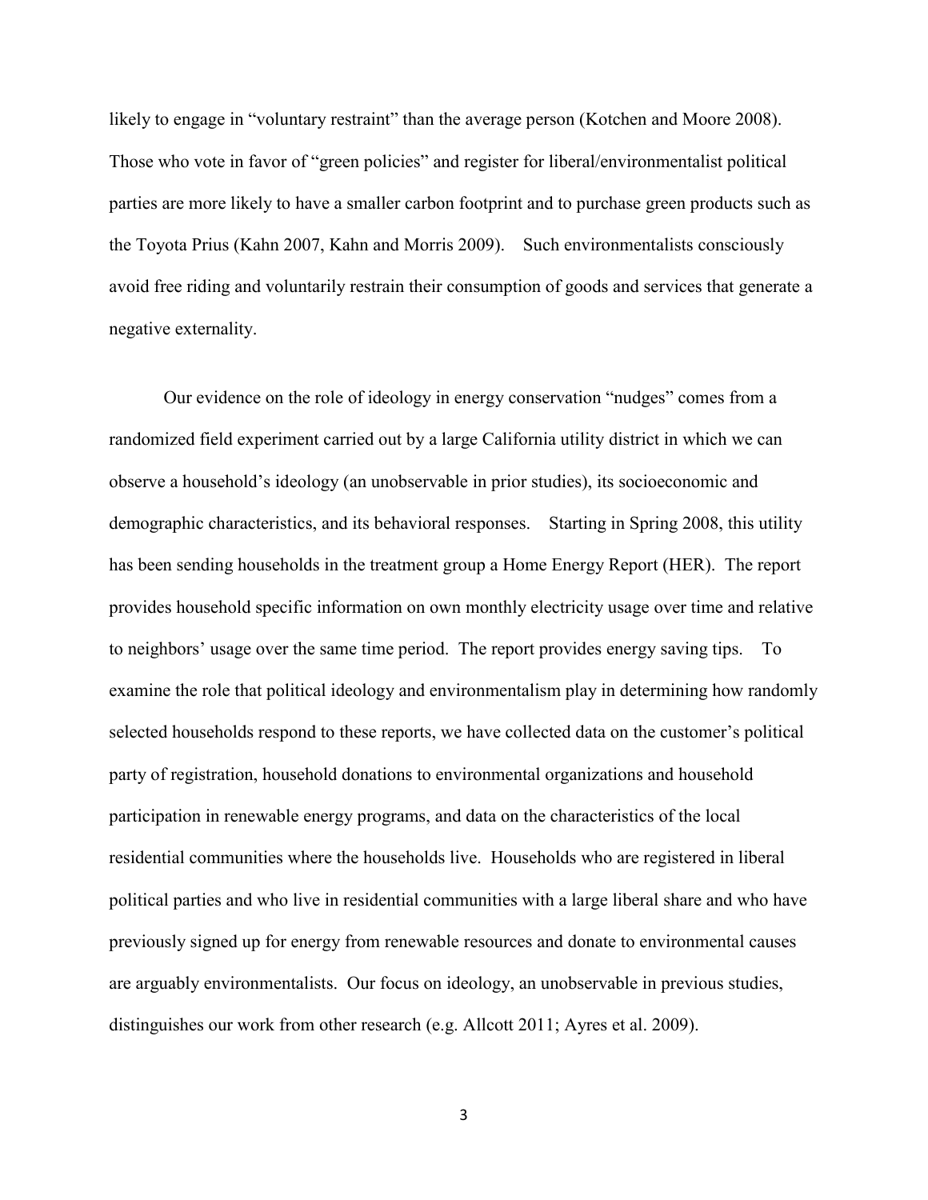likely to engage in "voluntary restraint" than the average person (Kotchen and Moore 2008). Those who vote in favor of "green policies" and register for liberal/environmentalist political parties are more likely to have a smaller carbon footprint and to purchase green products such as the Toyota Prius (Kahn 2007, Kahn and Morris 2009). Such environmentalists consciously avoid free riding and voluntarily restrain their consumption of goods and services that generate a negative externality.

Our evidence on the role of ideology in energy conservation "nudges" comes from a randomized field experiment carried out by a large California utility district in which we can observe a household's ideology (an unobservable in prior studies), its socioeconomic and demographic characteristics, and its behavioral responses. Starting in Spring 2008, this utility has been sending households in the treatment group a Home Energy Report (HER). The report provides household specific information on own monthly electricity usage over time and relative to neighbors' usage over the same time period. The report provides energy saving tips. To examine the role that political ideology and environmentalism play in determining how randomly selected households respond to these reports, we have collected data on the customer's political party of registration, household donations to environmental organizations and household participation in renewable energy programs, and data on the characteristics of the local residential communities where the households live. Households who are registered in liberal political parties and who live in residential communities with a large liberal share and who have previously signed up for energy from renewable resources and donate to environmental causes are arguably environmentalists. Our focus on ideology, an unobservable in previous studies, distinguishes our work from other research (e.g. Allcott 2011; Ayres et al. 2009).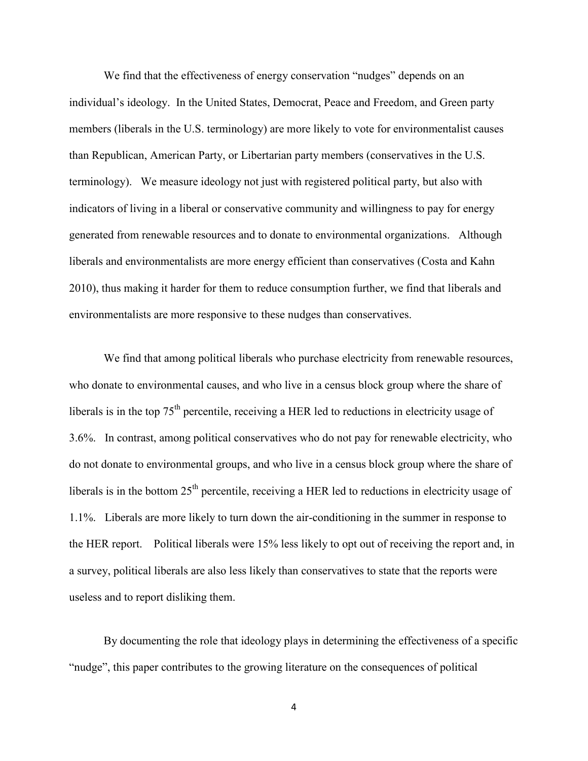We find that the effectiveness of energy conservation "nudges" depends on an individual's ideology. In the United States, Democrat, Peace and Freedom, and Green party members (liberals in the U.S. terminology) are more likely to vote for environmentalist causes than Republican, American Party, or Libertarian party members (conservatives in the U.S. terminology). We measure ideology not just with registered political party, but also with indicators of living in a liberal or conservative community and willingness to pay for energy generated from renewable resources and to donate to environmental organizations. Although liberals and environmentalists are more energy efficient than conservatives (Costa and Kahn 2010), thus making it harder for them to reduce consumption further, we find that liberals and environmentalists are more responsive to these nudges than conservatives.

We find that among political liberals who purchase electricity from renewable resources, who donate to environmental causes, and who live in a census block group where the share of liberals is in the top 75th percentile, receiving a HER led to reductions in electricity usage of 3.6%. In contrast, among political conservatives who do not pay for renewable electricity, who do not donate to environmental groups, and who live in a census block group where the share of liberals is in the bottom 25th percentile, receiving a HER led to reductions in electricity usage of 1.1%. Liberals are more likely to turn down the air-conditioning in the summer in response to the HER report. Political liberals were 15% less likely to opt out of receiving the report and, in a survey, political liberals are also less likely than conservatives to state that the reports were useless and to report disliking them.

By documenting the role that ideology plays in determining the effectiveness of a specific "nudge", this paper contributes to the growing literature on the consequences of political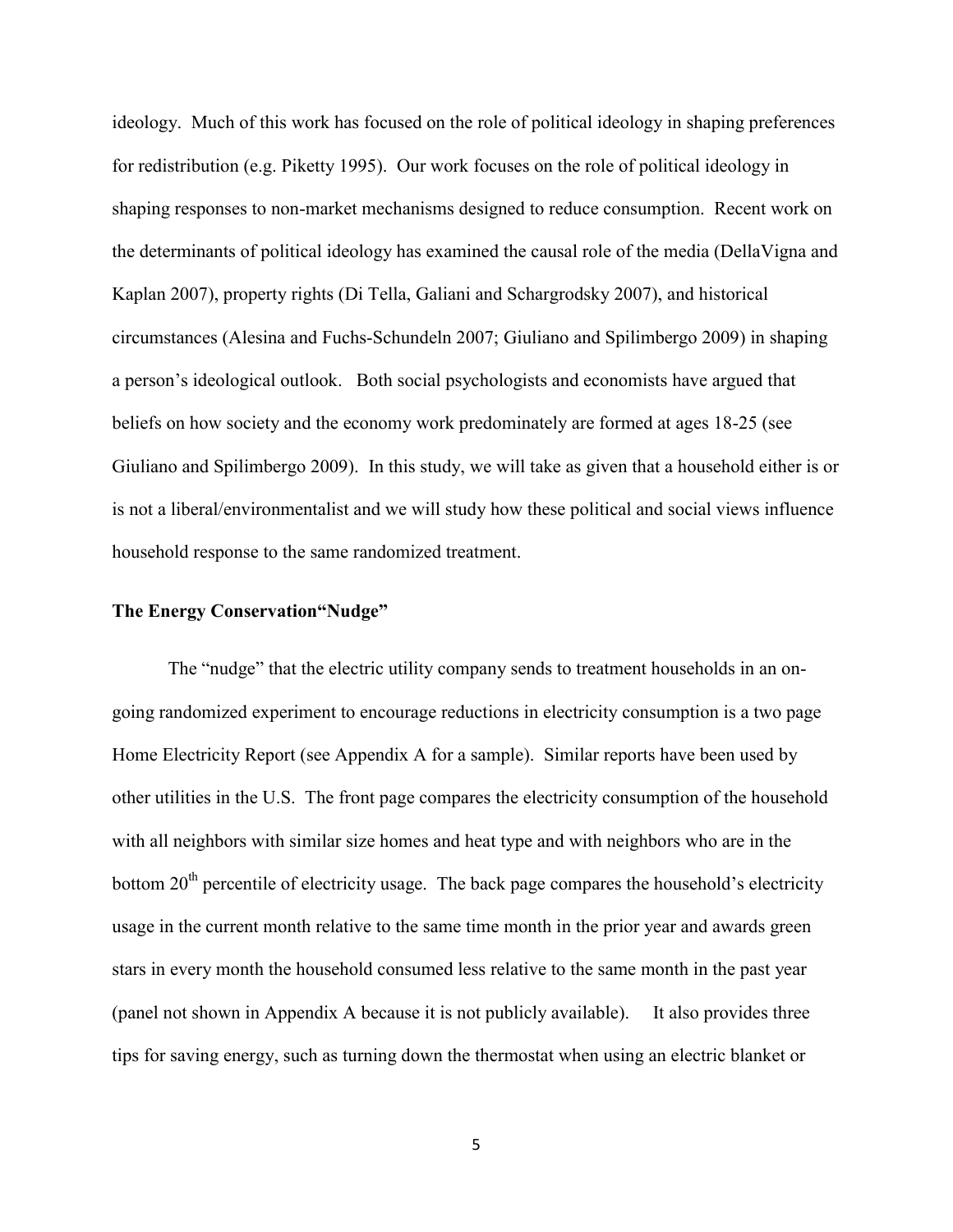ideology. Much of this work has focused on the role of political ideology in shaping preferences for redistribution (e.g. Piketty 1995). Our work focuses on the role of political ideology in shaping responses to non-market mechanisms designed to reduce consumption. Recent work on the determinants of political ideology has examined the causal role of the media (DellaVigna and Kaplan 2007), property rights (Di Tella, Galiani and Schargrodsky 2007), and historical circumstances (Alesina and Fuchs-Schundeln 2007; Giuliano and Spilimbergo 2009) in shaping a person's ideological outlook. Both social psychologists and economists have argued that beliefs on how society and the economy work predominately are formed at ages 18-25 (see Giuliano and Spilimbergo 2009). In this study, we will take as given that a household either is or is not a liberal/environmentalist and we will study how these political and social views influence household response to the same randomized treatment.

**The Energy Conservation"Nudge"**

The "nudge" that the electric utility company sends to treatment households in an on-going randomized experiment to encourage reductions in electricity consumption is a two page Home Electricity Report (see Appendix A for a sample). Similar reports have been used by other utilities in the U.S. The front page compares the electricity consumption of the household with all neighbors with similar size homes and heat type and with neighbors who are in the bottom 20th percentile of electricity usage. The back page compares the household's electricity usage in the current month relative to the same time month in the prior year and awards green stars in every month the household consumed less relative to the same month in the past year (panel not shown in Appendix A because it is not publicly available). It also provides three tips for saving energy, such as turning down the thermostat when using an electric blanket or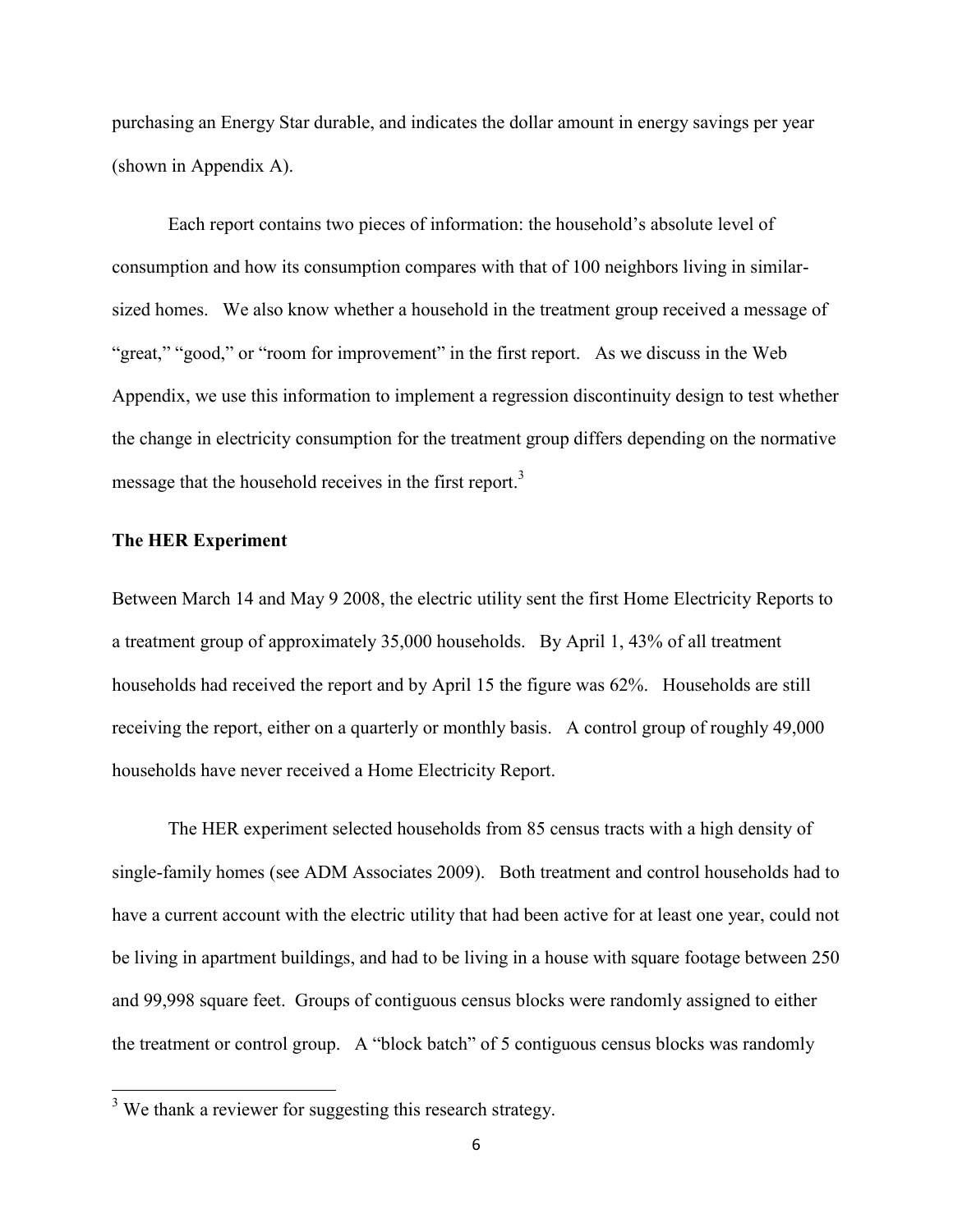purchasing an Energy Star durable, and indicates the dollar amount in energy savings per year (shown in Appendix A).

Each report contains two pieces of information: the household's absolute level of consumption and how its consumption compares with that of 100 neighbors living in similar-sized homes. We also know whether a household in the treatment group received a message of "great," "good," or "room for improvement" in the first report. As we discuss in the Web Appendix, we use this information to implement a regression discontinuity design to test whether the change in electricity consumption for the treatment group differs depending on the normative message that the household receives in the first report.[3]

**The HER Experiment**

Between March 14 and May 9 2008, the electric utility sent the first Home Electricity Reports to a treatment group of approximately 35,000 households. By April 1, 43% of all treatment households had received the report and by April 15 the figure was 62%. Households are still receiving the report, either on a quarterly or monthly basis. A control group of roughly 49,000 households have never received a Home Electricity Report.

The HER experiment selected households from 85 census tracts with a high density of single-family homes (see ADM Associates 2009). Both treatment and control households had to have a current account with the electric utility that had been active for at least one year, could not be living in apartment buildings, and had to be living in a house with square footage between 250 and 99,998 square feet. Groups of contiguous census blocks were randomly assigned to either the treatment or control group. A "block batch" of 5 contiguous census blocks was randomly

[3] We thank a reviewer for suggesting this research strategy.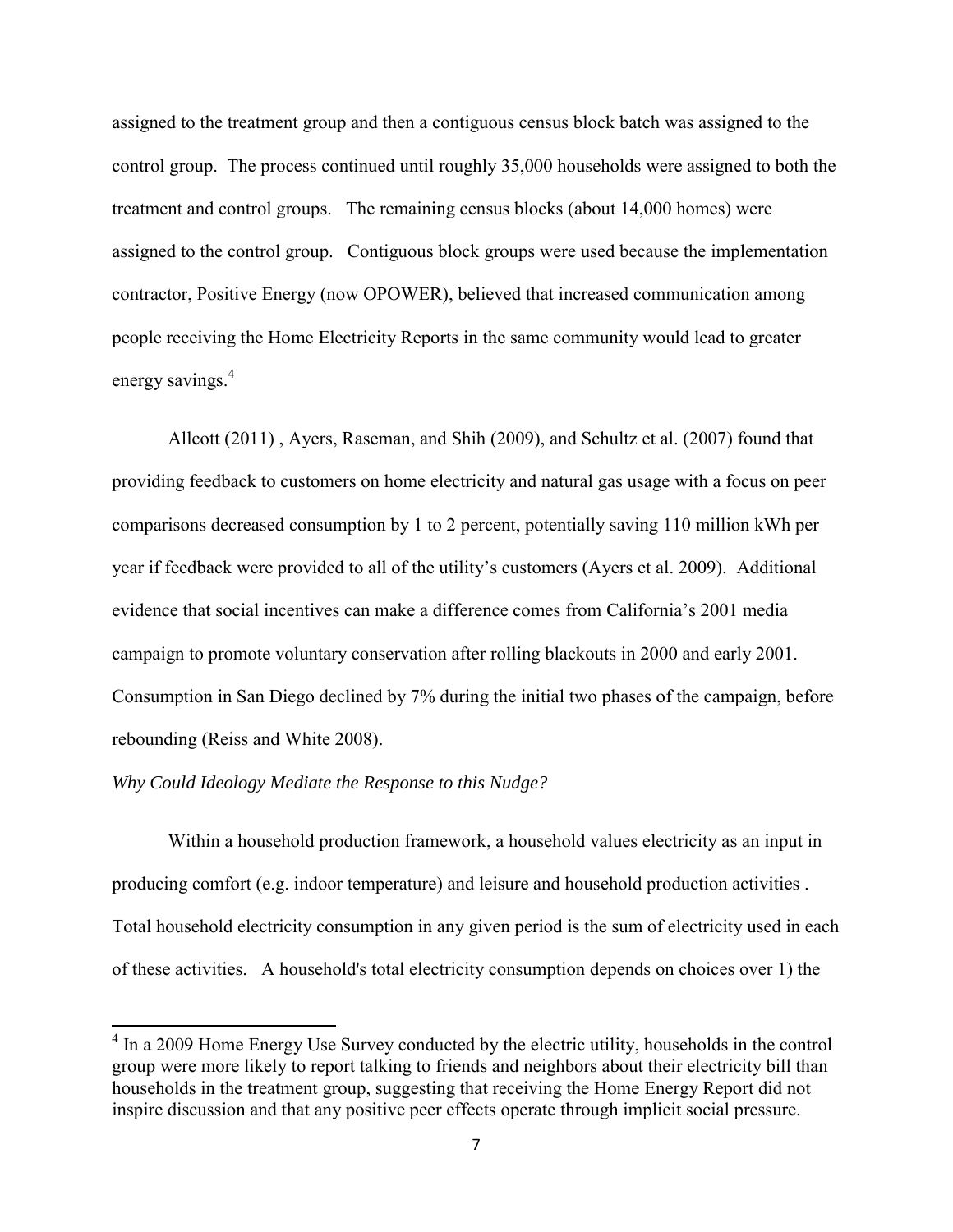assigned to the treatment group and then a contiguous census block batch was assigned to the control group. The process continued until roughly 35,000 households were assigned to both the treatment and control groups. The remaining census blocks (about 14,000 homes) were assigned to the control group. Contiguous block groups were used because the implementation contractor, Positive Energy (now OPOWER), believed that increased communication among people receiving the Home Electricity Reports in the same community would lead to greater energy savings.[4]

Allcott (2011) , Ayers, Raseman, and Shih (2009), and Schultz et al. (2007) found that providing feedback to customers on home electricity and natural gas usage with a focus on peer comparisons decreased consumption by 1 to 2 percent, potentially saving 110 million kWh per year if feedback were provided to all of the utility's customers (Ayers et al. 2009). Additional evidence that social incentives can make a difference comes from California's 2001 media campaign to promote voluntary conservation after rolling blackouts in 2000 and early 2001. Consumption in San Diego declined by 7% during the initial two phases of the campaign, before rebounding (Reiss and White 2008).

*Why Could Ideology Mediate the Response to this Nudge?*

Within a household production framework, a household values electricity as an input in producing comfort (e.g. indoor temperature) and leisure and household production activities . Total household electricity consumption in any given period is the sum of electricity used in each of these activities. A household's total electricity consumption depends on choices over 1) the

[4] In a 2009 Home Energy Use Survey conducted by the electric utility, households in the control group were more likely to report talking to friends and neighbors about their electricity bill than households in the treatment group, suggesting that receiving the Home Energy Report did not inspire discussion and that any positive peer effects operate through implicit social pressure.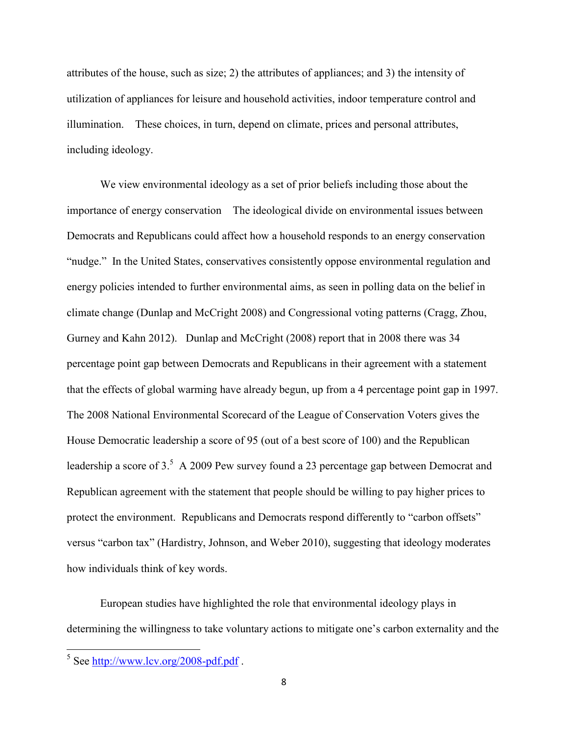attributes of the house, such as size; 2) the attributes of appliances; and 3) the intensity of utilization of appliances for leisure and household activities, indoor temperature control and illumination. These choices, in turn, depend on climate, prices and personal attributes, including ideology.

We view environmental ideology as a set of prior beliefs including those about the importance of energy conservation The ideological divide on environmental issues between Democrats and Republicans could affect how a household responds to an energy conservation "nudge." In the United States, conservatives consistently oppose environmental regulation and energy policies intended to further environmental aims, as seen in polling data on the belief in climate change (Dunlap and McCright 2008) and Congressional voting patterns (Cragg, Zhou, Gurney and Kahn 2012). Dunlap and McCright (2008) report that in 2008 there was 34 percentage point gap between Democrats and Republicans in their agreement with a statement that the effects of global warming have already begun, up from a 4 percentage point gap in 1997. The 2008 National Environmental Scorecard of the League of Conservation Voters gives the House Democratic leadership a score of 95 (out of a best score of 100) and the Republican leadership a score of 3.[5] A 2009 Pew survey found a 23 percentage gap between Democrat and Republican agreement with the statement that people should be willing to pay higher prices to protect the environment. Republicans and Democrats respond differently to "carbon offsets" versus "carbon tax" (Hardistry, Johnson, and Weber 2010), suggesting that ideology moderates how individuals think of key words.

European studies have highlighted the role that environmental ideology plays in determining the willingness to take voluntary actions to mitigate one's carbon externality and the

---

[5] See http://www.lcv.org/2008-pdf.pdf .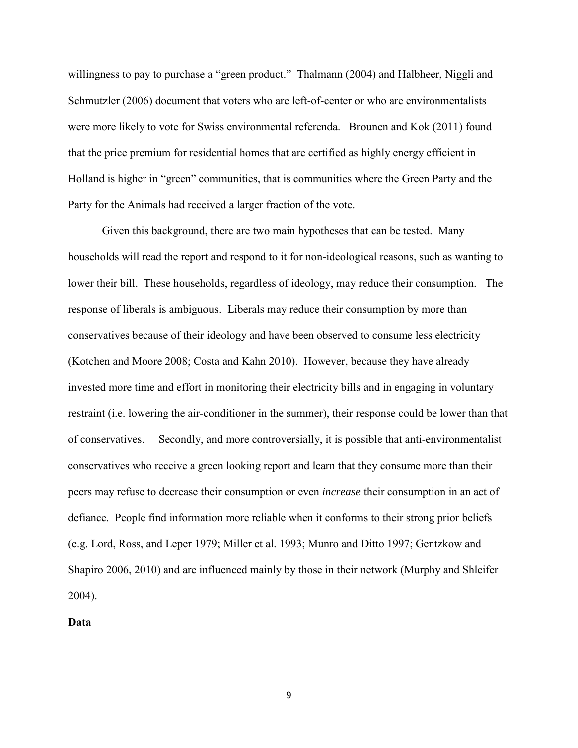willingness to pay to purchase a "green product." Thalmann (2004) and Halbheer, Niggli and Schmutzler (2006) document that voters who are left-of-center or who are environmentalists were more likely to vote for Swiss environmental referenda. Brounen and Kok (2011) found that the price premium for residential homes that are certified as highly energy efficient in Holland is higher in "green" communities, that is communities where the Green Party and the Party for the Animals had received a larger fraction of the vote.

Given this background, there are two main hypotheses that can be tested. Many households will read the report and respond to it for non-ideological reasons, such as wanting to lower their bill. These households, regardless of ideology, may reduce their consumption. The response of liberals is ambiguous. Liberals may reduce their consumption by more than conservatives because of their ideology and have been observed to consume less electricity (Kotchen and Moore 2008; Costa and Kahn 2010). However, because they have already invested more time and effort in monitoring their electricity bills and in engaging in voluntary restraint (i.e. lowering the air-conditioner in the summer), their response could be lower than that of conservatives. Secondly, and more controversially, it is possible that anti-environmentalist conservatives who receive a green looking report and learn that they consume more than their peers may refuse to decrease their consumption or even *increase* their consumption in an act of defiance. People find information more reliable when it conforms to their strong prior beliefs (e.g. Lord, Ross, and Leper 1979; Miller et al. 1993; Munro and Ditto 1997; Gentzkow and Shapiro 2006, 2010) and are influenced mainly by those in their network (Murphy and Shleifer 2004).

**Data**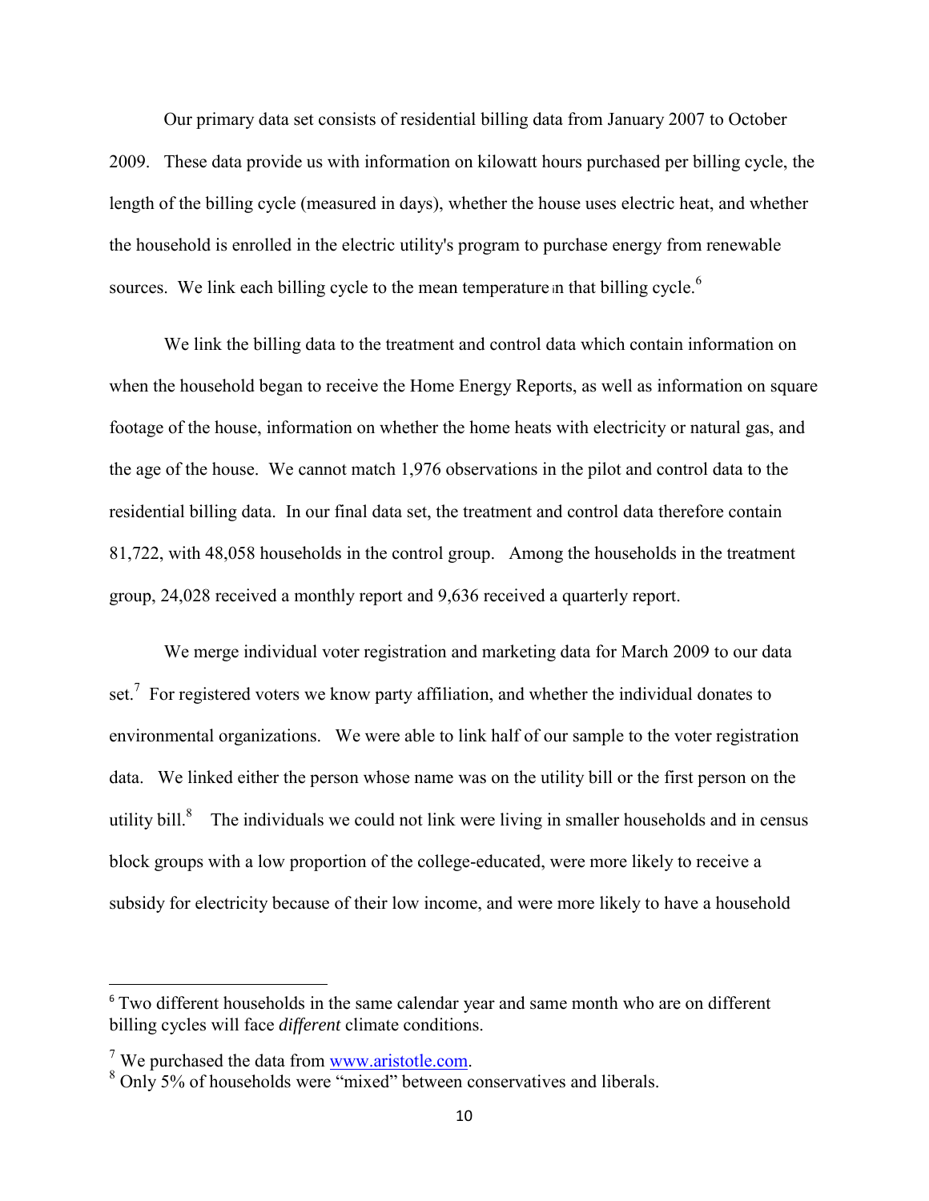Our primary data set consists of residential billing data from January 2007 to October 2009. These data provide us with information on kilowatt hours purchased per billing cycle, the length of the billing cycle (measured in days), whether the house uses electric heat, and whether the household is enrolled in the electric utility's program to purchase energy from renewable sources. We link each billing cycle to the mean temperature in that billing cycle.[6]

We link the billing data to the treatment and control data which contain information on when the household began to receive the Home Energy Reports, as well as information on square footage of the house, information on whether the home heats with electricity or natural gas, and the age of the house. We cannot match 1,976 observations in the pilot and control data to the residential billing data. In our final data set, the treatment and control data therefore contain 81,722, with 48,058 households in the control group. Among the households in the treatment group, 24,028 received a monthly report and 9,636 received a quarterly report.

We merge individual voter registration and marketing data for March 2009 to our data set.[7] For registered voters we know party affiliation, and whether the individual donates to environmental organizations. We were able to link half of our sample to the voter registration data. We linked either the person whose name was on the utility bill or the first person on the utility bill.[8] The individuals we could not link were living in smaller households and in census block groups with a low proportion of the college-educated, were more likely to receive a subsidy for electricity because of their low income, and were more likely to have a household

---

[6] Two different households in the same calendar year and same month who are on different billing cycles will face *different* climate conditions.

[7] We purchased the data from www.aristotle.com.

[8] Only 5% of households were "mixed" between conservatives and liberals.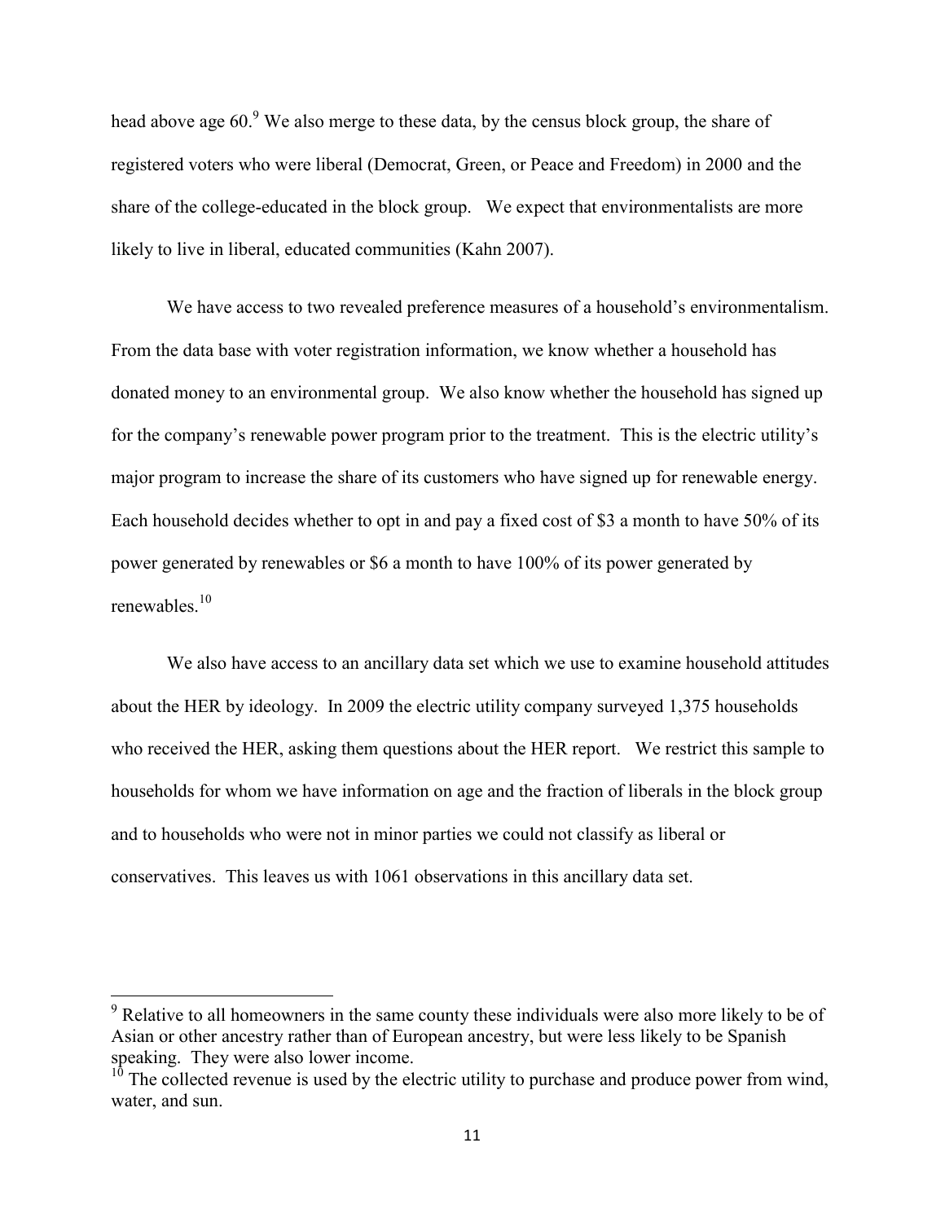head above age 60.[9] We also merge to these data, by the census block group, the share of registered voters who were liberal (Democrat, Green, or Peace and Freedom) in 2000 and the share of the college-educated in the block group. We expect that environmentalists are more likely to live in liberal, educated communities (Kahn 2007).

We have access to two revealed preference measures of a household's environmentalism. From the data base with voter registration information, we know whether a household has donated money to an environmental group. We also know whether the household has signed up for the company's renewable power program prior to the treatment. This is the electric utility's major program to increase the share of its customers who have signed up for renewable energy. Each household decides whether to opt in and pay a fixed cost of \$3 a month to have 50% of its power generated by renewables or \$6 a month to have 100% of its power generated by renewables.[10]

We also have access to an ancillary data set which we use to examine household attitudes about the HER by ideology. In 2009 the electric utility company surveyed 1,375 households who received the HER, asking them questions about the HER report. We restrict this sample to households for whom we have information on age and the fraction of liberals in the block group and to households who were not in minor parties we could not classify as liberal or conservatives. This leaves us with 1061 observations in this ancillary data set.

[9] Relative to all homeowners in the same county these individuals were also more likely to be of Asian or other ancestry rather than of European ancestry, but were less likely to be Spanish speaking. They were also lower income.

[10] The collected revenue is used by the electric utility to purchase and produce power from wind, water, and sun.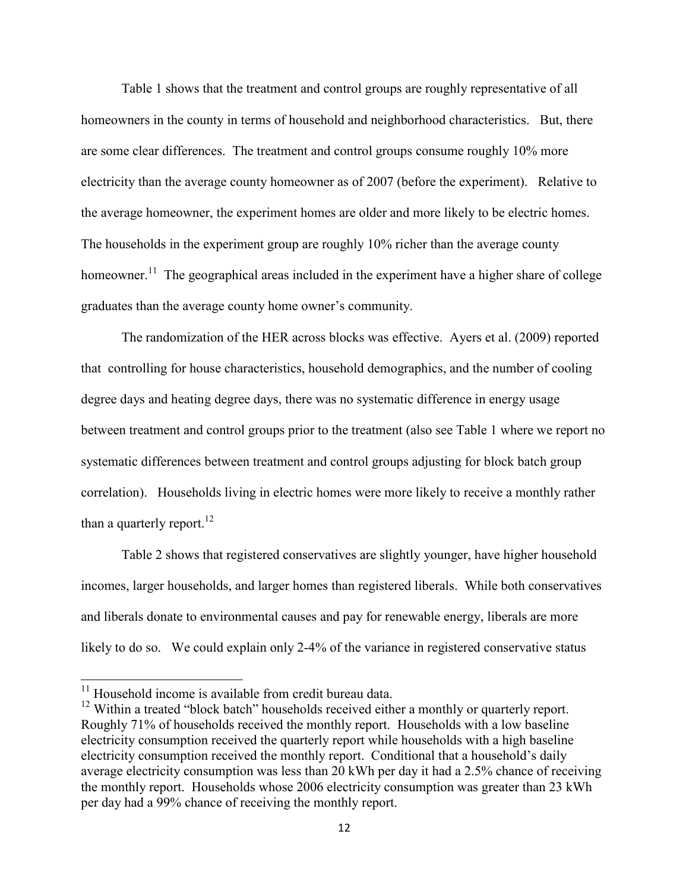Table 1 shows that the treatment and control groups are roughly representative of all homeowners in the county in terms of household and neighborhood characteristics. But, there are some clear differences. The treatment and control groups consume roughly 10% more electricity than the average county homeowner as of 2007 (before the experiment). Relative to the average homeowner, the experiment homes are older and more likely to be electric homes. The households in the experiment group are roughly 10% richer than the average county homeowner.[11] The geographical areas included in the experiment have a higher share of college graduates than the average county home owner's community.

The randomization of the HER across blocks was effective. Ayers et al. (2009) reported that controlling for house characteristics, household demographics, and the number of cooling degree days and heating degree days, there was no systematic difference in energy usage between treatment and control groups prior to the treatment (also see Table 1 where we report no systematic differences between treatment and control groups adjusting for block batch group correlation). Households living in electric homes were more likely to receive a monthly rather than a quarterly report.[12]

Table 2 shows that registered conservatives are slightly younger, have higher household incomes, larger households, and larger homes than registered liberals. While both conservatives and liberals donate to environmental causes and pay for renewable energy, liberals are more likely to do so. We could explain only 2-4% of the variance in registered conservative status

---

[11] Household income is available from credit bureau data.

[12] Within a treated "block batch" households received either a monthly or quarterly report. Roughly 71% of households received the monthly report. Households with a low baseline electricity consumption received the quarterly report while households with a high baseline electricity consumption received the monthly report. Conditional that a household's daily average electricity consumption was less than 20 kWh per day it had a 2.5% chance of receiving the monthly report. Households whose 2006 electricity consumption was greater than 23 kWh per day had a 99% chance of receiving the monthly report.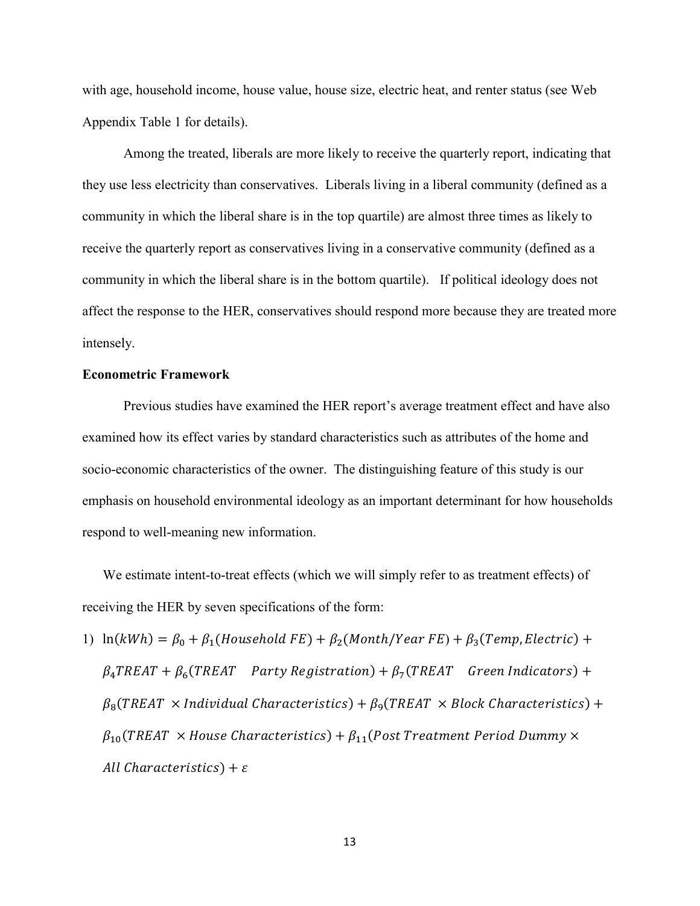with age, household income, house value, house size, electric heat, and renter status (see Web Appendix Table 1 for details).

Among the treated, liberals are more likely to receive the quarterly report, indicating that they use less electricity than conservatives. Liberals living in a liberal community (defined as a community in which the liberal share is in the top quartile) are almost three times as likely to receive the quarterly report as conservatives living in a conservative community (defined as a community in which the liberal share is in the bottom quartile). If political ideology does not affect the response to the HER, conservatives should respond more because they are treated more intensely.

**Econometric Framework**

Previous studies have examined the HER report's average treatment effect and have also examined how its effect varies by standard characteristics such as attributes of the home and socio-economic characteristics of the owner. The distinguishing feature of this study is our emphasis on household environmental ideology as an important determinant for how households respond to well-meaning new information.

We estimate intent-to-treat effects (which we will simply refer to as treatment effects) of receiving the HER by seven specifications of the form:

1) $$\ln(kWh) = \beta_0 + \beta_1(Household\ FE) + \beta_2(Month/Year\ FE) + \beta_3(Temp, Electric) + \beta_4 TREAT + \beta_6(TREAT \quad Party\ Registration) + \beta_7(TREAT \quad Green\ Indicators) + \beta_8(TREAT\ \times Individual\ Characteristics) + \beta_9(TREAT\ \times Block\ Characteristics) + \beta_{10}(TREAT\ \times House\ Characteristics) + \beta_{11}(Post\ Treatment\ Period\ Dummy \times All\ Characteristics) + \varepsilon$$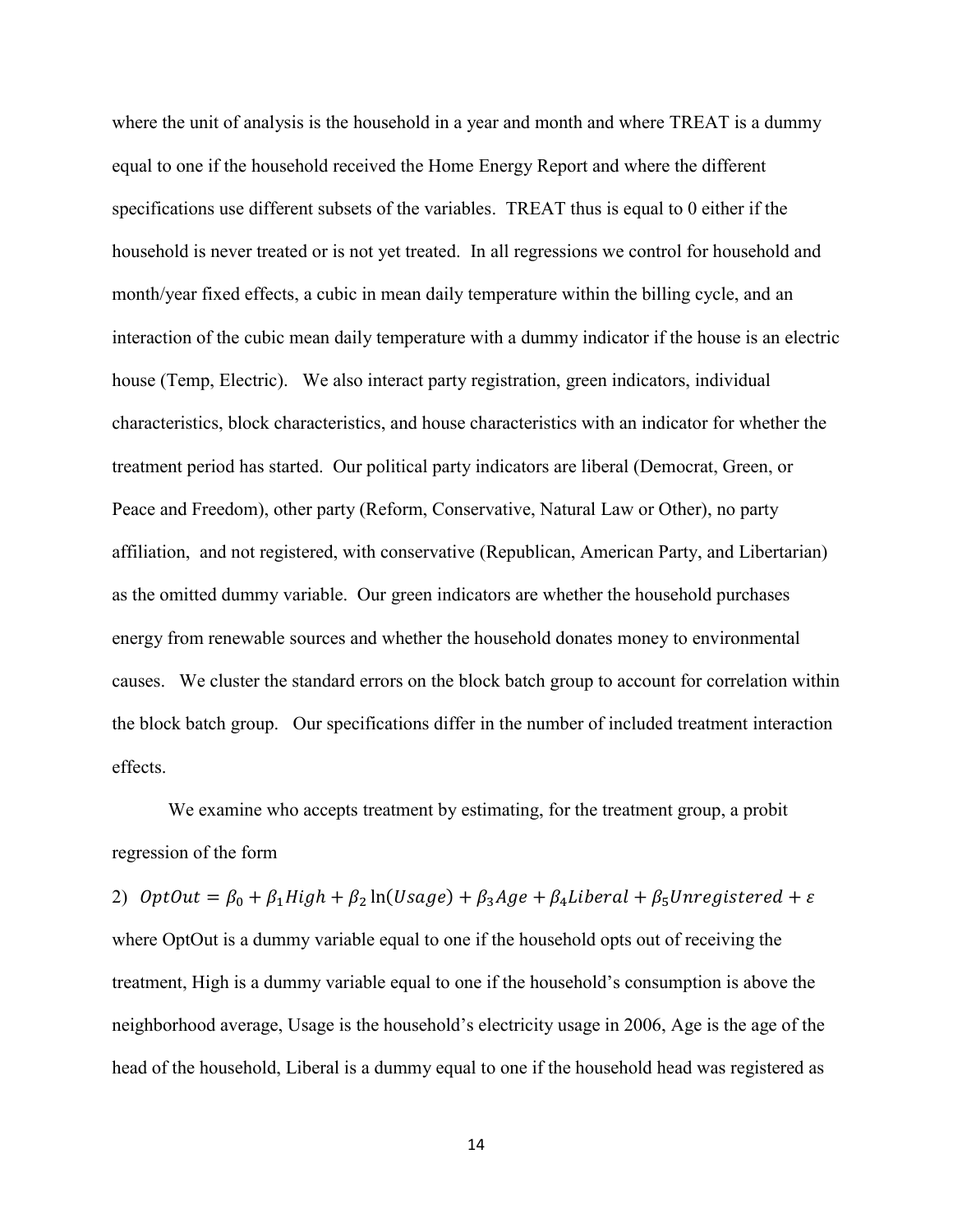where the unit of analysis is the household in a year and month and where TREAT is a dummy equal to one if the household received the Home Energy Report and where the different specifications use different subsets of the variables. TREAT thus is equal to 0 either if the household is never treated or is not yet treated. In all regressions we control for household and month/year fixed effects, a cubic in mean daily temperature within the billing cycle, and an interaction of the cubic mean daily temperature with a dummy indicator if the house is an electric house (Temp, Electric). We also interact party registration, green indicators, individual characteristics, block characteristics, and house characteristics with an indicator for whether the treatment period has started. Our political party indicators are liberal (Democrat, Green, or Peace and Freedom), other party (Reform, Conservative, Natural Law or Other), no party affiliation, and not registered, with conservative (Republican, American Party, and Libertarian) as the omitted dummy variable. Our green indicators are whether the household purchases energy from renewable sources and whether the household donates money to environmental causes. We cluster the standard errors on the block batch group to account for correlation within the block batch group. Our specifications differ in the number of included treatment interaction effects.

We examine who accepts treatment by estimating, for the treatment group, a probit regression of the form

2) $OptOut = \beta_0 + \beta_1 High + \beta_2 \ln(Usage) + \beta_3 Age + \beta_4 Liberal + \beta_5 Unregistered + \varepsilon$

where OptOut is a dummy variable equal to one if the household opts out of receiving the treatment, High is a dummy variable equal to one if the household's consumption is above the neighborhood average, Usage is the household's electricity usage in 2006, Age is the age of the head of the household, Liberal is a dummy equal to one if the household head was registered as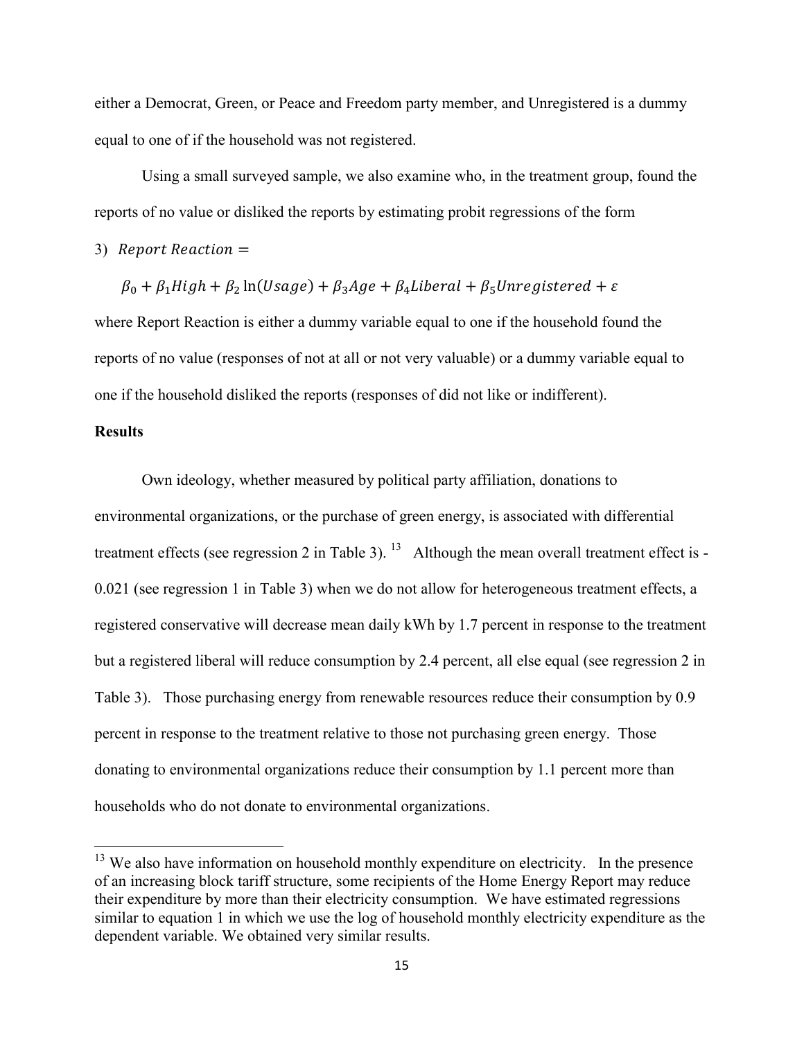either a Democrat, Green, or Peace and Freedom party member, and Unregistered is a dummy equal to one of if the household was not registered.

Using a small surveyed sample, we also examine who, in the treatment group, found the reports of no value or disliked the reports by estimating probit regressions of the form

3) $Report\ Reaction =$

$$\beta_0 + \beta_1 High + \beta_2 \ln(Usage) + \beta_3 Age + \beta_4 Liberal + \beta_5 Unregistered + \varepsilon$$

where Report Reaction is either a dummy variable equal to one if the household found the reports of no value (responses of not at all or not very valuable) or a dummy variable equal to one if the household disliked the reports (responses of did not like or indifferent).

**Results**

Own ideology, whether measured by political party affiliation, donations to environmental organizations, or the purchase of green energy, is associated with differential treatment effects (see regression 2 in Table 3).[13] Although the mean overall treatment effect is -0.021 (see regression 1 in Table 3) when we do not allow for heterogeneous treatment effects, a registered conservative will decrease mean daily kWh by 1.7 percent in response to the treatment but a registered liberal will reduce consumption by 2.4 percent, all else equal (see regression 2 in Table 3). Those purchasing energy from renewable resources reduce their consumption by 0.9 percent in response to the treatment relative to those not purchasing green energy. Those donating to environmental organizations reduce their consumption by 1.1 percent more than households who do not donate to environmental organizations.

[13] We also have information on household monthly expenditure on electricity. In the presence of an increasing block tariff structure, some recipients of the Home Energy Report may reduce their expenditure by more than their electricity consumption. We have estimated regressions similar to equation 1 in which we use the log of household monthly electricity expenditure as the dependent variable. We obtained very similar results.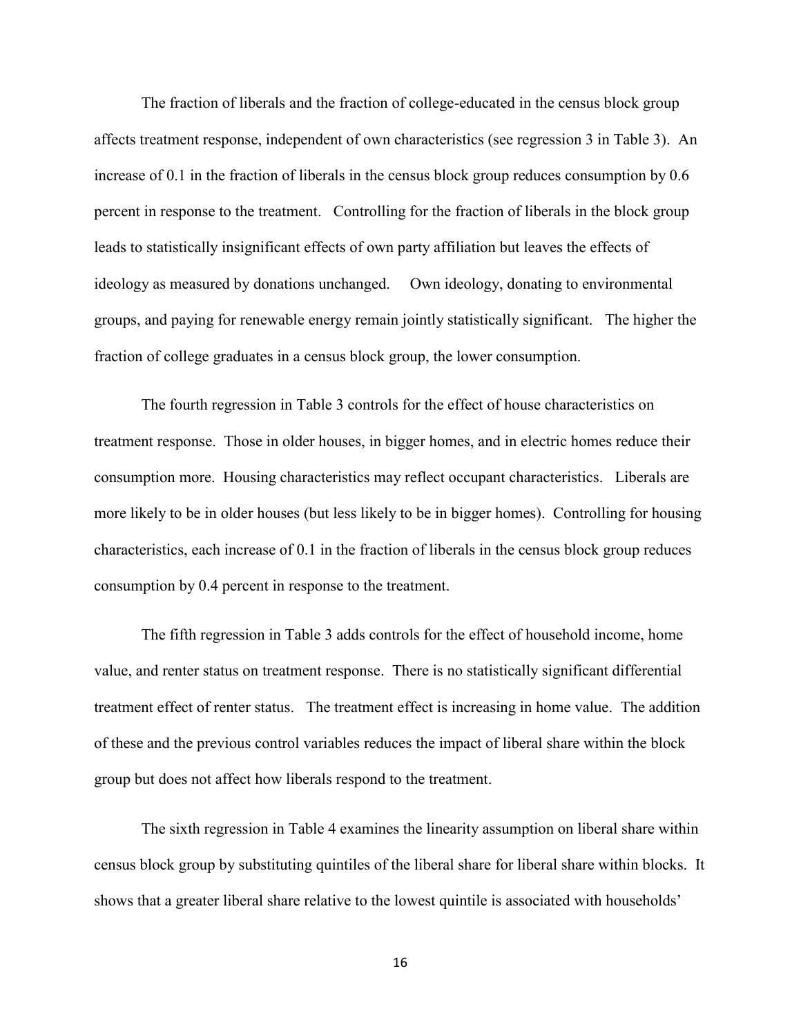The fraction of liberals and the fraction of college-educated in the census block group affects treatment response, independent of own characteristics (see regression 3 in Table 3). An increase of 0.1 in the fraction of liberals in the census block group reduces consumption by 0.6 percent in response to the treatment. Controlling for the fraction of liberals in the block group leads to statistically insignificant effects of own party affiliation but leaves the effects of ideology as measured by donations unchanged. Own ideology, donating to environmental groups, and paying for renewable energy remain jointly statistically significant. The higher the fraction of college graduates in a census block group, the lower consumption.

The fourth regression in Table 3 controls for the effect of house characteristics on treatment response. Those in older houses, in bigger homes, and in electric homes reduce their consumption more. Housing characteristics may reflect occupant characteristics. Liberals are more likely to be in older houses (but less likely to be in bigger homes). Controlling for housing characteristics, each increase of 0.1 in the fraction of liberals in the census block group reduces consumption by 0.4 percent in response to the treatment.

The fifth regression in Table 3 adds controls for the effect of household income, home value, and renter status on treatment response. There is no statistically significant differential treatment effect of renter status. The treatment effect is increasing in home value. The addition of these and the previous control variables reduces the impact of liberal share within the block group but does not affect how liberals respond to the treatment.

The sixth regression in Table 4 examines the linearity assumption on liberal share within census block group by substituting quintiles of the liberal share for liberal share within blocks. It shows that a greater liberal share relative to the lowest quintile is associated with households'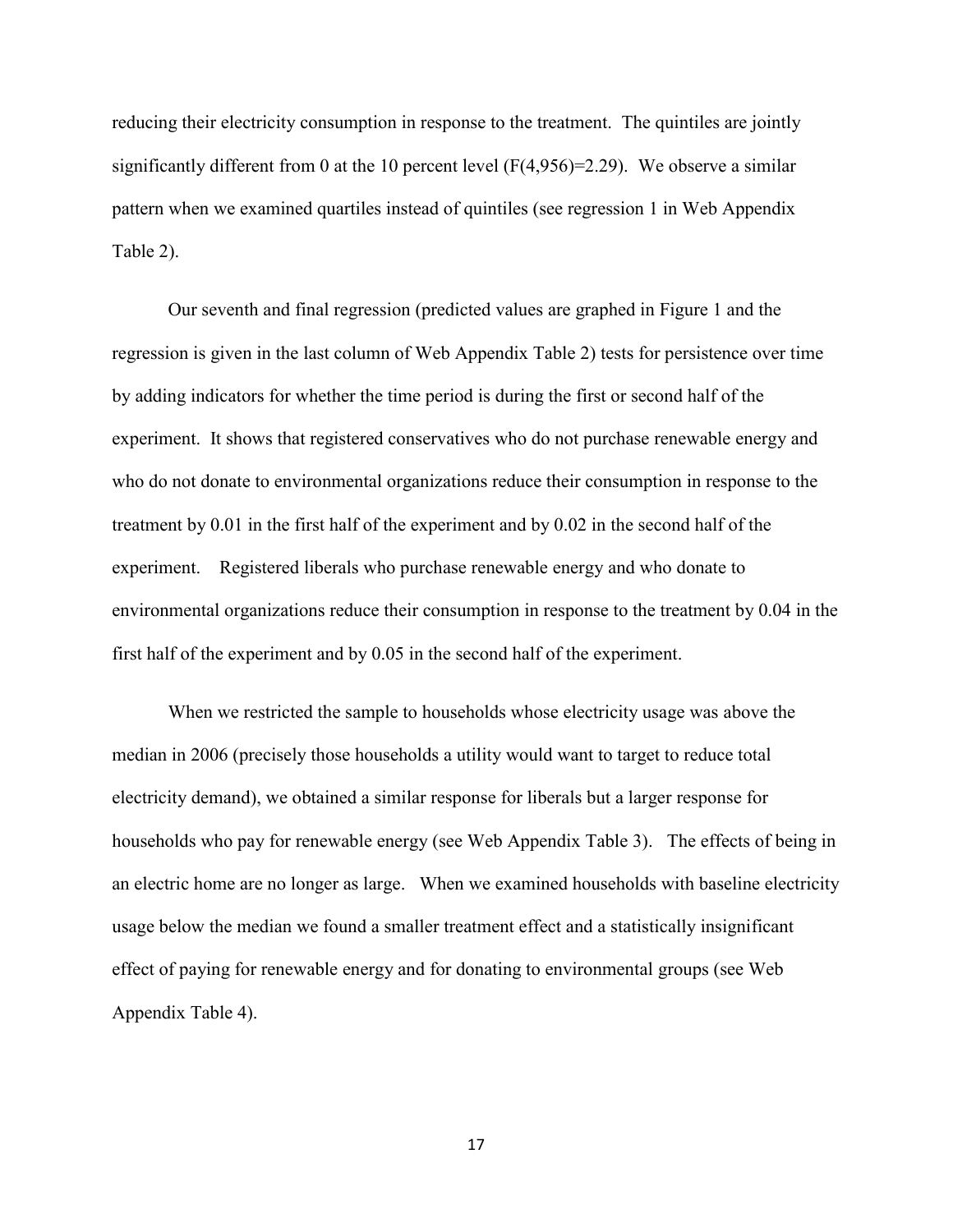reducing their electricity consumption in response to the treatment. The quintiles are jointly significantly different from 0 at the 10 percent level ($F(4,956)=2.29$). We observe a similar pattern when we examined quartiles instead of quintiles (see regression 1 in Web Appendix Table 2).

Our seventh and final regression (predicted values are graphed in Figure 1 and the regression is given in the last column of Web Appendix Table 2) tests for persistence over time by adding indicators for whether the time period is during the first or second half of the experiment. It shows that registered conservatives who do not purchase renewable energy and who do not donate to environmental organizations reduce their consumption in response to the treatment by 0.01 in the first half of the experiment and by 0.02 in the second half of the experiment. Registered liberals who purchase renewable energy and who donate to environmental organizations reduce their consumption in response to the treatment by 0.04 in the first half of the experiment and by 0.05 in the second half of the experiment.

When we restricted the sample to households whose electricity usage was above the median in 2006 (precisely those households a utility would want to target to reduce total electricity demand), we obtained a similar response for liberals but a larger response for households who pay for renewable energy (see Web Appendix Table 3). The effects of being in an electric home are no longer as large. When we examined households with baseline electricity usage below the median we found a smaller treatment effect and a statistically insignificant effect of paying for renewable energy and for donating to environmental groups (see Web Appendix Table 4).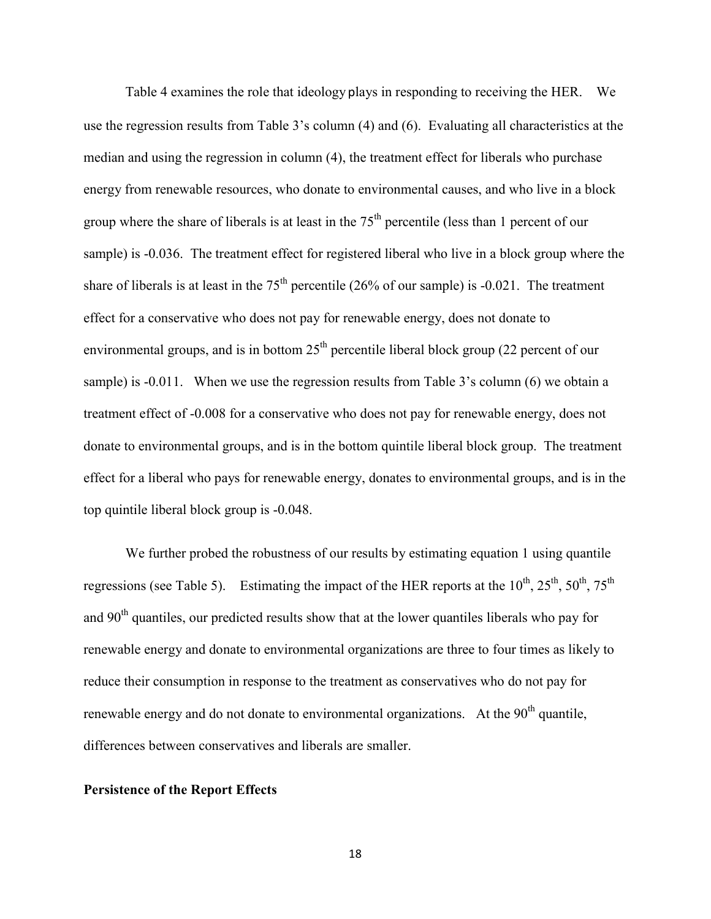Table 4 examines the role that ideology plays in responding to receiving the HER. We use the regression results from Table 3's column (4) and (6). Evaluating all characteristics at the median and using the regression in column (4), the treatment effect for liberals who purchase energy from renewable resources, who donate to environmental causes, and who live in a block group where the share of liberals is at least in the $75^{th}$ percentile (less than 1 percent of our sample) is -0.036. The treatment effect for registered liberal who live in a block group where the share of liberals is at least in the $75^{th}$ percentile (26% of our sample) is -0.021. The treatment effect for a conservative who does not pay for renewable energy, does not donate to environmental groups, and is in bottom $25^{th}$ percentile liberal block group (22 percent of our sample) is -0.011. When we use the regression results from Table 3's column (6) we obtain a treatment effect of -0.008 for a conservative who does not pay for renewable energy, does not donate to environmental groups, and is in the bottom quintile liberal block group. The treatment effect for a liberal who pays for renewable energy, donates to environmental groups, and is in the top quintile liberal block group is -0.048.

We further probed the robustness of our results by estimating equation 1 using quantile regressions (see Table 5). Estimating the impact of the HER reports at the $10^{th}$, $25^{th}$, $50^{th}$, $75^{th}$ and $90^{th}$ quantiles, our predicted results show that at the lower quantiles liberals who pay for renewable energy and donate to environmental organizations are three to four times as likely to reduce their consumption in response to the treatment as conservatives who do not pay for renewable energy and do not donate to environmental organizations. At the $90^{th}$ quantile, differences between conservatives and liberals are smaller.

**Persistence of the Report Effects**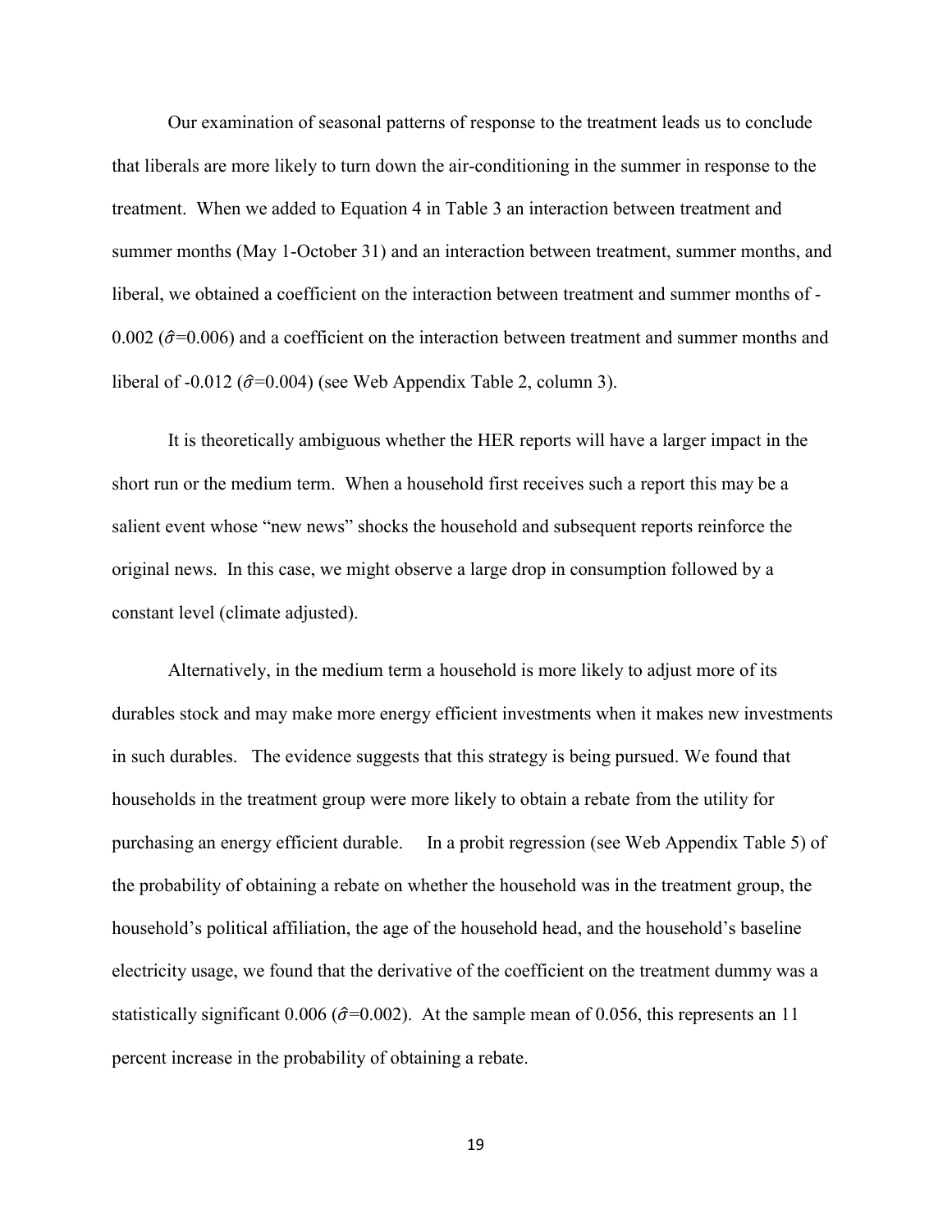Our examination of seasonal patterns of response to the treatment leads us to conclude that liberals are more likely to turn down the air-conditioning in the summer in response to the treatment. When we added to Equation 4 in Table 3 an interaction between treatment and summer months (May 1-October 31) and an interaction between treatment, summer months, and liberal, we obtained a coefficient on the interaction between treatment and summer months of -0.002 ($\hat{\sigma}$=0.006) and a coefficient on the interaction between treatment and summer months and liberal of -0.012 ($\hat{\sigma}$=0.004) (see Web Appendix Table 2, column 3).

It is theoretically ambiguous whether the HER reports will have a larger impact in the short run or the medium term. When a household first receives such a report this may be a salient event whose "new news" shocks the household and subsequent reports reinforce the original news. In this case, we might observe a large drop in consumption followed by a constant level (climate adjusted).

Alternatively, in the medium term a household is more likely to adjust more of its durables stock and may make more energy efficient investments when it makes new investments in such durables. The evidence suggests that this strategy is being pursued. We found that households in the treatment group were more likely to obtain a rebate from the utility for purchasing an energy efficient durable. In a probit regression (see Web Appendix Table 5) of the probability of obtaining a rebate on whether the household was in the treatment group, the household's political affiliation, the age of the household head, and the household's baseline electricity usage, we found that the derivative of the coefficient on the treatment dummy was a statistically significant 0.006 ($\hat{\sigma}$=0.002). At the sample mean of 0.056, this represents an 11 percent increase in the probability of obtaining a rebate.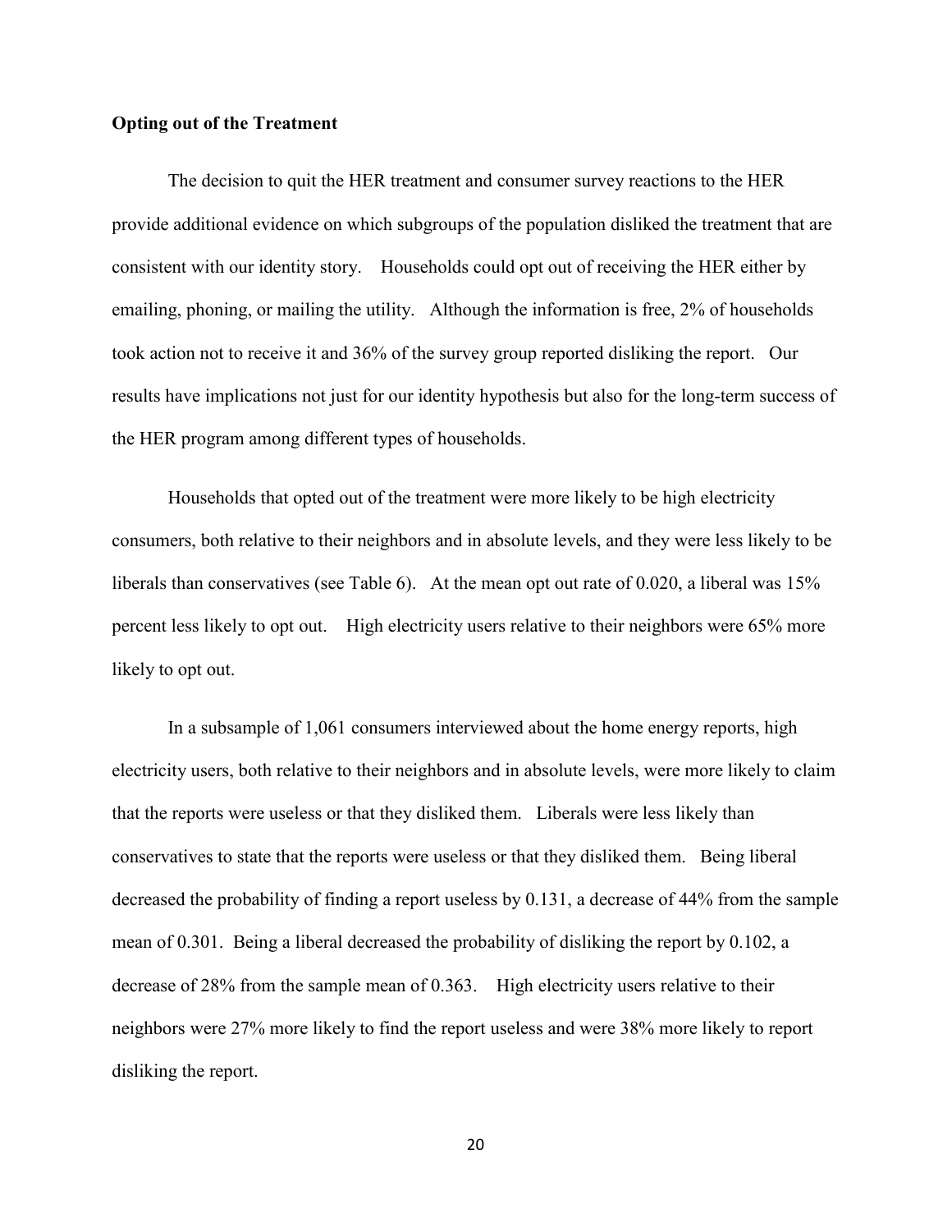**Opting out of the Treatment**

The decision to quit the HER treatment and consumer survey reactions to the HER provide additional evidence on which subgroups of the population disliked the treatment that are consistent with our identity story. Households could opt out of receiving the HER either by emailing, phoning, or mailing the utility. Although the information is free, 2% of households took action not to receive it and 36% of the survey group reported disliking the report. Our results have implications not just for our identity hypothesis but also for the long-term success of the HER program among different types of households.

Households that opted out of the treatment were more likely to be high electricity consumers, both relative to their neighbors and in absolute levels, and they were less likely to be liberals than conservatives (see Table 6). At the mean opt out rate of 0.020, a liberal was 15% percent less likely to opt out. High electricity users relative to their neighbors were 65% more likely to opt out.

In a subsample of 1,061 consumers interviewed about the home energy reports, high electricity users, both relative to their neighbors and in absolute levels, were more likely to claim that the reports were useless or that they disliked them. Liberals were less likely than conservatives to state that the reports were useless or that they disliked them. Being liberal decreased the probability of finding a report useless by 0.131, a decrease of 44% from the sample mean of 0.301. Being a liberal decreased the probability of disliking the report by 0.102, a decrease of 28% from the sample mean of 0.363. High electricity users relative to their neighbors were 27% more likely to find the report useless and were 38% more likely to report disliking the report.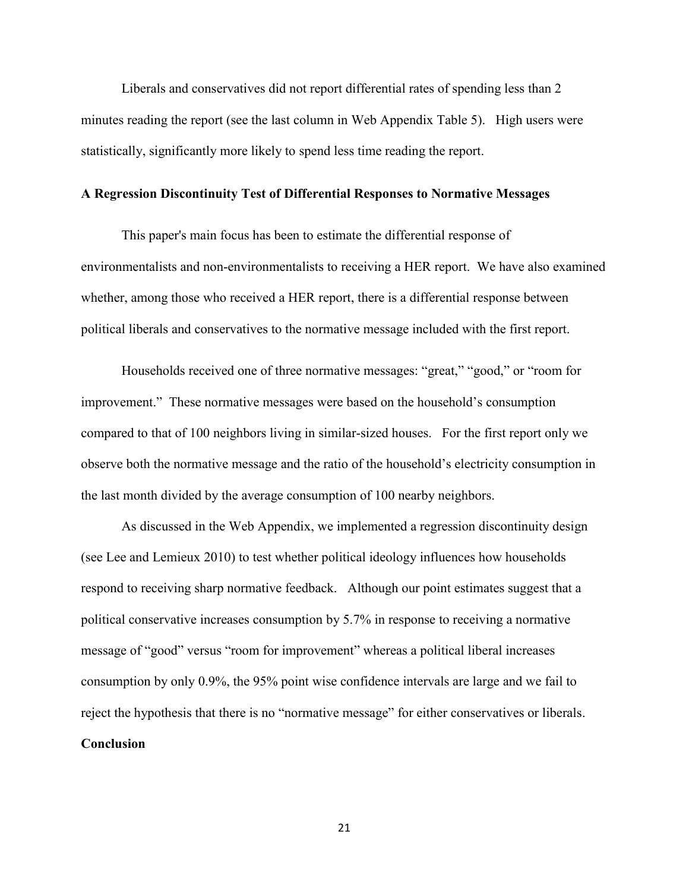Liberals and conservatives did not report differential rates of spending less than 2 minutes reading the report (see the last column in Web Appendix Table 5). High users were statistically, significantly more likely to spend less time reading the report.

**A Regression Discontinuity Test of Differential Responses to Normative Messages**

This paper's main focus has been to estimate the differential response of environmentalists and non-environmentalists to receiving a HER report. We have also examined whether, among those who received a HER report, there is a differential response between political liberals and conservatives to the normative message included with the first report.

Households received one of three normative messages: "great," "good," or "room for improvement." These normative messages were based on the household's consumption compared to that of 100 neighbors living in similar-sized houses. For the first report only we observe both the normative message and the ratio of the household's electricity consumption in the last month divided by the average consumption of 100 nearby neighbors.

As discussed in the Web Appendix, we implemented a regression discontinuity design (see Lee and Lemieux 2010) to test whether political ideology influences how households respond to receiving sharp normative feedback. Although our point estimates suggest that a political conservative increases consumption by 5.7% in response to receiving a normative message of "good" versus "room for improvement" whereas a political liberal increases consumption by only 0.9%, the 95% point wise confidence intervals are large and we fail to reject the hypothesis that there is no "normative message" for either conservatives or liberals.

**Conclusion**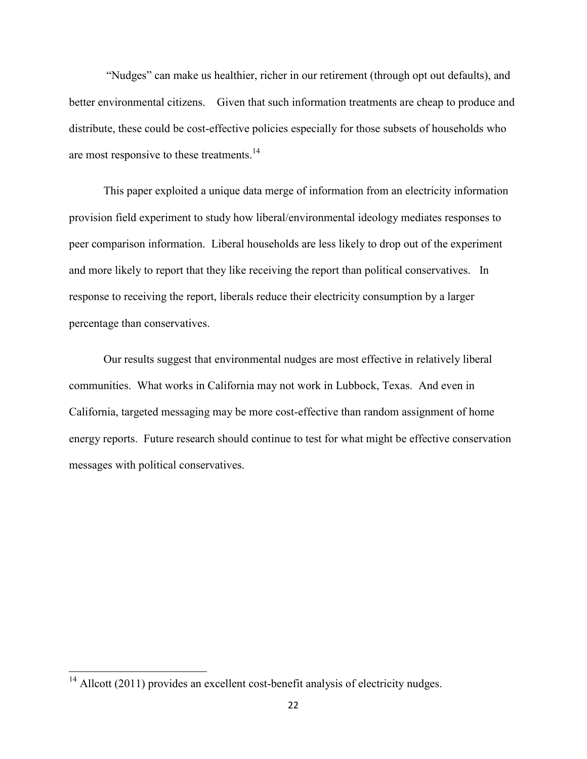"Nudges" can make us healthier, richer in our retirement (through opt out defaults), and better environmental citizens. Given that such information treatments are cheap to produce and distribute, these could be cost-effective policies especially for those subsets of households who are most responsive to these treatments.[14]

This paper exploited a unique data merge of information from an electricity information provision field experiment to study how liberal/environmental ideology mediates responses to peer comparison information. Liberal households are less likely to drop out of the experiment and more likely to report that they like receiving the report than political conservatives. In response to receiving the report, liberals reduce their electricity consumption by a larger percentage than conservatives.

Our results suggest that environmental nudges are most effective in relatively liberal communities. What works in California may not work in Lubbock, Texas. And even in California, targeted messaging may be more cost-effective than random assignment of home energy reports. Future research should continue to test for what might be effective conservation messages with political conservatives.

---

[14] Allcott (2011) provides an excellent cost-benefit analysis of electricity nudges.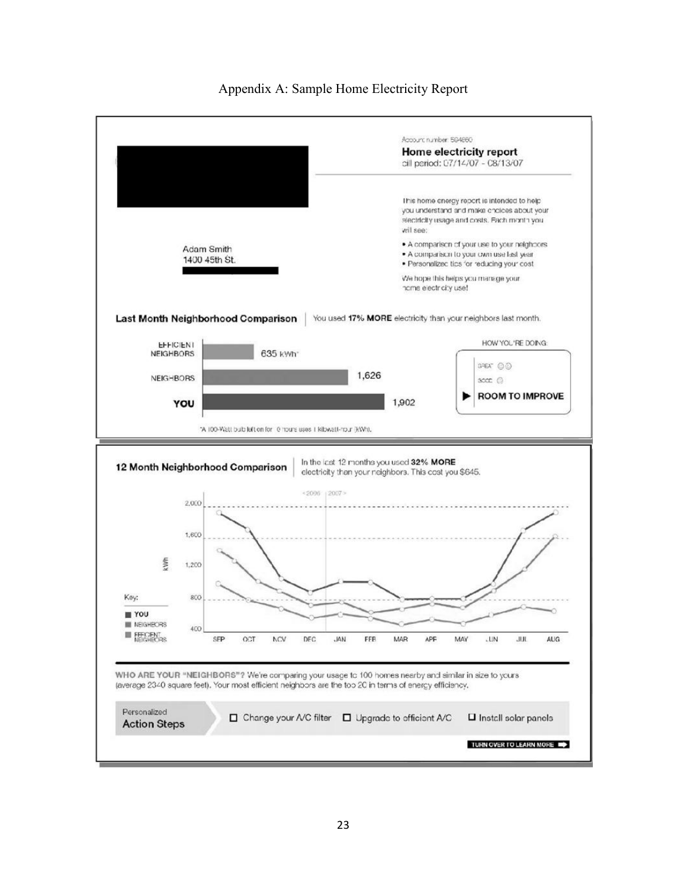Appendix A: Sample Home Electricity Report

Account number: 564860

**Home electricity report**

bill period: 07/14/07 - 08/13/07

This home energy report is intended to help you understand and make choices about your electricity usage and costs. Each month you will see:

- A comparison of your use to your neighbors
- A comparison to your own use last year
- Personalized tips for reducing your cost

We hope this helps you manage your home electricity use!

Adam Smith
1400 45th St.

**Last Month Neighborhood Comparison** | You used **17% MORE** electricity than your neighbors last month.

| | kWh |
|---|---|
| EFFICIENT NEIGHBORS | 635 kWh* |
| NEIGHBORS | 1,626 |
| **YOU** | 1,902 |

HOW YOU'RE DOING:

- GREAT ☺☺
- GOOD ☺
- ▶ **ROOM TO IMPROVE**

*A 100-Watt bulb left on for 10 hours uses 1 kilowatt-hour (kWh).

**12 Month Neighborhood Comparison** | In the last 12 months you used **32% MORE** electricity than your neighbors. This cost you $645.

Key:
- YOU
- NEIGHBORS
- EFFICIENT NEIGHBORS

kWh (400–2,000); SEP OCT NOV DEC | JAN FEB MAR APR MAY JUN JUL AUG (< 2006 | 2007 >)

**WHO ARE YOUR "NEIGHBORS"?** We're comparing your usage to 100 homes nearby and similar in size to yours (average 2340 square feet). Your most efficient neighbors are the top 20 in terms of energy efficiency.

**Personalized Action Steps**

- ☐ Change your A/C filter
- ☐ Upgrade to efficient A/C
- ☐ Install solar panels

TURN OVER TO LEARN MORE ➡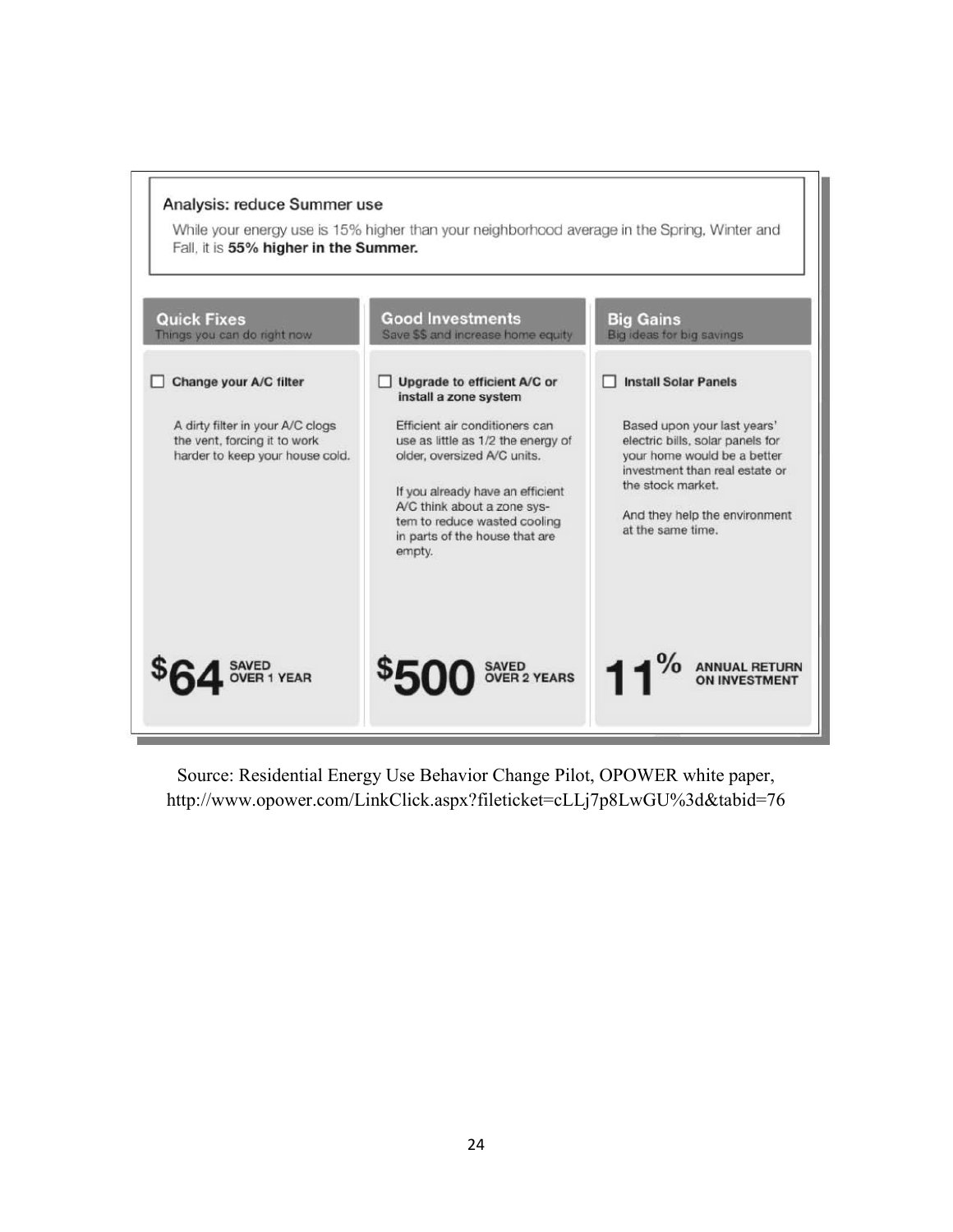### Analysis: reduce Summer use

While your energy use is 15% higher than your neighborhood average in the Spring, Winter and Fall, it is **55% higher in the Summer.**

| Quick Fixes<br>Things you can do right now | Good Investments<br>Save $$ and increase home equity | Big Gains<br>Big ideas for big savings |
|---|---|---|
| ☐ **Change your A/C filter**<br><br>A dirty filter in your A/C clogs the vent, forcing it to work harder to keep your house cold. | ☐ **Upgrade to efficient A/C or install a zone system**<br><br>Efficient air conditioners can use as little as 1/2 the energy of older, oversized A/C units.<br><br>If you already have an efficient A/C think about a zone system to reduce wasted cooling in parts of the house that are empty. | ☐ **Install Solar Panels**<br><br>Based upon your last years' electric bills, solar panels for your home would be a better investment than real estate or the stock market.<br><br>And they help the environment at the same time. |
| **$64** SAVED OVER 1 YEAR | **$500** SAVED OVER 2 YEARS | **11%** ANNUAL RETURN ON INVESTMENT |

Source: Residential Energy Use Behavior Change Pilot, OPOWER white paper, http://www.opower.com/LinkClick.aspx?fileticket=cLLj7p8LwGU%3d&tabid=76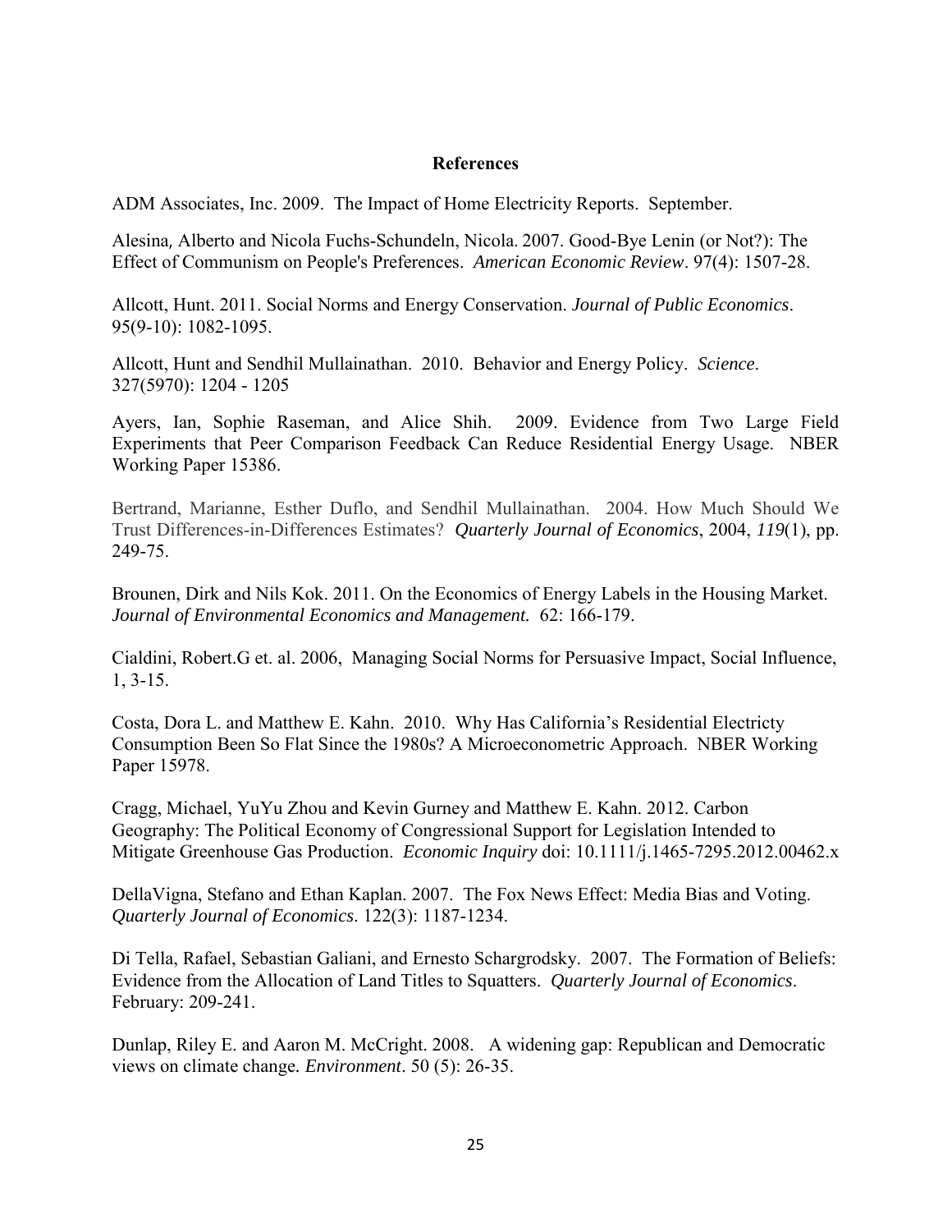## References

ADM Associates, Inc. 2009. The Impact of Home Electricity Reports. September.

Alesina, Alberto and Nicola Fuchs-Schundeln, Nicola. 2007. Good-Bye Lenin (or Not?): The Effect of Communism on People's Preferences. *American Economic Review*. 97(4): 1507-28.

Allcott, Hunt. 2011. Social Norms and Energy Conservation. *Journal of Public Economics*. 95(9-10): 1082-1095.

Allcott, Hunt and Sendhil Mullainathan. 2010. Behavior and Energy Policy. *Science*. 327(5970): 1204 - 1205

Ayers, Ian, Sophie Raseman, and Alice Shih. 2009. Evidence from Two Large Field Experiments that Peer Comparison Feedback Can Reduce Residential Energy Usage. NBER Working Paper 15386.

Bertrand, Marianne, Esther Duflo, and Sendhil Mullainathan. 2004. How Much Should We Trust Differences-in-Differences Estimates? *Quarterly Journal of Economics*, 2004, *119*(1), pp. 249-75.

Brounen, Dirk and Nils Kok. 2011. On the Economics of Energy Labels in the Housing Market. *Journal of Environmental Economics and Management.* 62: 166-179.

Cialdini, Robert.G et. al. 2006, Managing Social Norms for Persuasive Impact, Social Influence, 1, 3-15.

Costa, Dora L. and Matthew E. Kahn. 2010. Why Has California's Residential Electricty Consumption Been So Flat Since the 1980s? A Microeconometric Approach. NBER Working Paper 15978.

Cragg, Michael, YuYu Zhou and Kevin Gurney and Matthew E. Kahn. 2012. Carbon Geography: The Political Economy of Congressional Support for Legislation Intended to Mitigate Greenhouse Gas Production. *Economic Inquiry* doi: 10.1111/j.1465-7295.2012.00462.x

DellaVigna, Stefano and Ethan Kaplan. 2007. The Fox News Effect: Media Bias and Voting. *Quarterly Journal of Economics*. 122(3): 1187-1234.

Di Tella, Rafael, Sebastian Galiani, and Ernesto Schargrodsky. 2007. The Formation of Beliefs: Evidence from the Allocation of Land Titles to Squatters. *Quarterly Journal of Economics*. February: 209-241.

Dunlap, Riley E. and Aaron M. McCright. 2008. A widening gap: Republican and Democratic views on climate change. *Environment*. 50 (5): 26-35.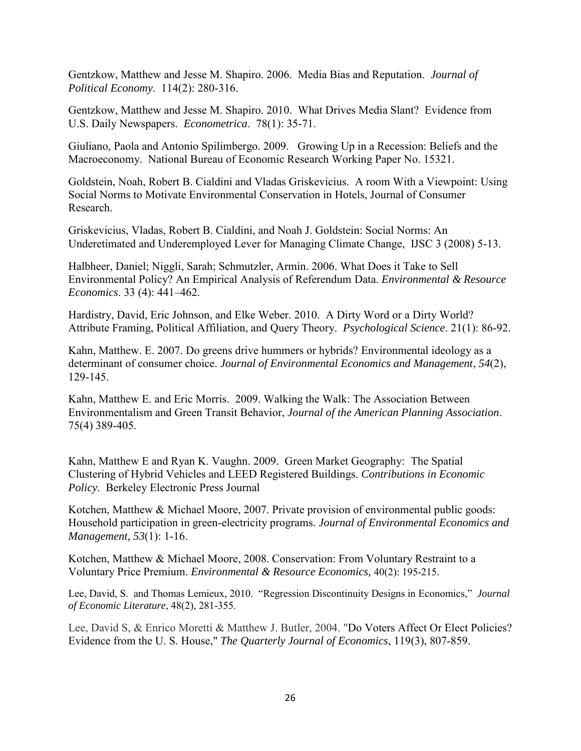Gentzkow, Matthew and Jesse M. Shapiro. 2006. Media Bias and Reputation. *Journal of Political Economy*. 114(2): 280-316.

Gentzkow, Matthew and Jesse M. Shapiro. 2010. What Drives Media Slant? Evidence from U.S. Daily Newspapers. *Econometrica*. 78(1): 35-71.

Giuliano, Paola and Antonio Spilimbergo. 2009. Growing Up in a Recession: Beliefs and the Macroeconomy. National Bureau of Economic Research Working Paper No. 15321.

Goldstein, Noah, Robert B. Cialdini and Vladas Griskevicius. A room With a Viewpoint: Using Social Norms to Motivate Environmental Conservation in Hotels, Journal of Consumer Research.

Griskevicius, Vladas, Robert B. Cialdini, and Noah J. Goldstein: Social Norms: An Underetimated and Underemployed Lever for Managing Climate Change, IJSC 3 (2008) 5-13.

Halbheer, Daniel; Niggli, Sarah; Schmutzler, Armin. 2006. What Does it Take to Sell Environmental Policy? An Empirical Analysis of Referendum Data. *Environmental & Resource Economics*. 33 (4): 441–462.

Hardistry, David, Eric Johnson, and Elke Weber. 2010. A Dirty Word or a Dirty World? Attribute Framing, Political Affiliation, and Query Theory. *Psychological Science*. 21(1): 86-92.

Kahn, Matthew. E. 2007. Do greens drive hummers or hybrids? Environmental ideology as a determinant of consumer choice. *Journal of Environmental Economics and Management*, *54*(2), 129-145.

Kahn, Matthew E. and Eric Morris. 2009. Walking the Walk: The Association Between Environmentalism and Green Transit Behavior, *Journal of the American Planning Association*. 75(4) 389-405.

Kahn, Matthew E and Ryan K. Vaughn. 2009. Green Market Geography: The Spatial Clustering of Hybrid Vehicles and LEED Registered Buildings. *Contributions in Economic Policy*. Berkeley Electronic Press Journal

Kotchen, Matthew & Michael Moore, 2007. Private provision of environmental public goods: Household participation in green-electricity programs. *Journal of Environmental Economics and Management, 53*(1): 1-16.

Kotchen, Matthew & Michael Moore, 2008. Conservation: From Voluntary Restraint to a Voluntary Price Premium. *Environmental & Resource Economics,* 40(2): 195-215.

Lee, David, S. and Thomas Lemieux, 2010. "Regression Discontinuity Designs in Economics," *Journal of Economic Literature*, 48(2), 281-355.

Lee, David S, & Enrico Moretti & Matthew J. Butler, 2004. "Do Voters Affect Or Elect Policies? Evidence from the U. S. House," *The Quarterly Journal of Economics*, 119(3), 807-859.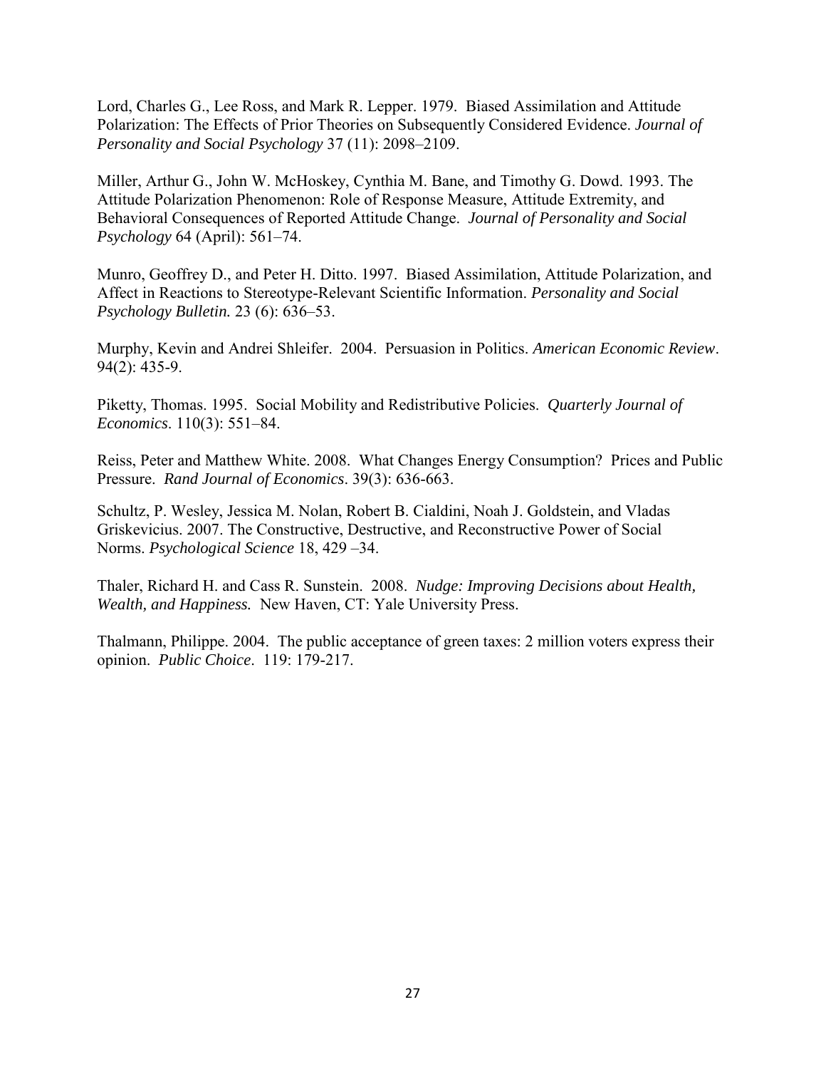Lord, Charles G., Lee Ross, and Mark R. Lepper. 1979. Biased Assimilation and Attitude Polarization: The Effects of Prior Theories on Subsequently Considered Evidence. *Journal of Personality and Social Psychology* 37 (11): 2098–2109.

Miller, Arthur G., John W. McHoskey, Cynthia M. Bane, and Timothy G. Dowd. 1993. The Attitude Polarization Phenomenon: Role of Response Measure, Attitude Extremity, and Behavioral Consequences of Reported Attitude Change. *Journal of Personality and Social Psychology* 64 (April): 561–74.

Munro, Geoffrey D., and Peter H. Ditto. 1997. Biased Assimilation, Attitude Polarization, and Affect in Reactions to Stereotype-Relevant Scientific Information. *Personality and Social Psychology Bulletin.* 23 (6): 636–53.

Murphy, Kevin and Andrei Shleifer. 2004. Persuasion in Politics. *American Economic Review*. 94(2): 435-9.

Piketty, Thomas. 1995. Social Mobility and Redistributive Policies. *Quarterly Journal of Economics*. 110(3): 551–84.

Reiss, Peter and Matthew White. 2008. What Changes Energy Consumption? Prices and Public Pressure. *Rand Journal of Economics*. 39(3): 636-663.

Schultz, P. Wesley, Jessica M. Nolan, Robert B. Cialdini, Noah J. Goldstein, and Vladas Griskevicius. 2007. The Constructive, Destructive, and Reconstructive Power of Social Norms. *Psychological Science* 18, 429 –34.

Thaler, Richard H. and Cass R. Sunstein. 2008. *Nudge: Improving Decisions about Health, Wealth, and Happiness.* New Haven, CT: Yale University Press.

Thalmann, Philippe. 2004. The public acceptance of green taxes: 2 million voters express their opinion. *Public Choice*. 119: 179-217.